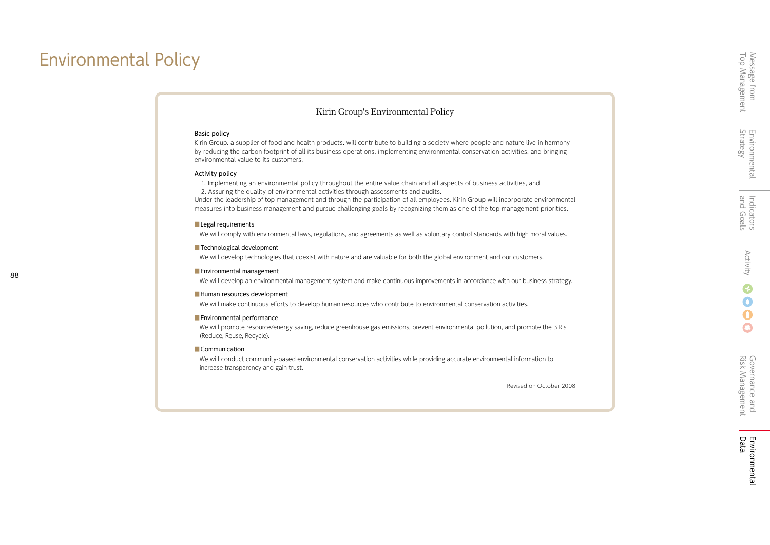# Environmental Policy

## Kirin Group's Environmental Policy

### Basic policy

Kirin Group, a supplier of food and health products, will contribute to building a society where people and nature live in harmony by reducing the carbon footprint of all its business operations, implementing environmental conservation activities, and bringing environmental value to its customers.

### Activity policy

1. Implementing an environmental policy throughout the entire value chain and all aspects of business activities, and
2. Assuring the quality of environmental activities through assessments and audits.

Under the leadership of top management and through the participation of all employees, Kirin Group will incorporate environmental measures into business management and pursue challenging goals by recognizing them as one of the top management priorities.

#### Legal requirements

We will comply with environmental laws, regulations, and agreements as well as voluntary control standards with high moral values.

#### Technological development

We will develop technologies that coexist with nature and are valuable for both the global environment and our customers.

#### Environmental management

We will develop an environmental management system and make continuous improvements in accordance with our business strategy.

#### Human resources development

We will make continuous efforts to develop human resources who contribute to environmental conservation activities.

#### Environmental performance

We will promote resource/energy saving, reduce greenhouse gas emissions, prevent environmental pollution, and promote the 3 R's (Reduce, Reuse, Recycle).

#### Communication

We will conduct community-based environmental conservation activities while providing accurate environmental information to increase transparency and gain trust.

Revised on October 2008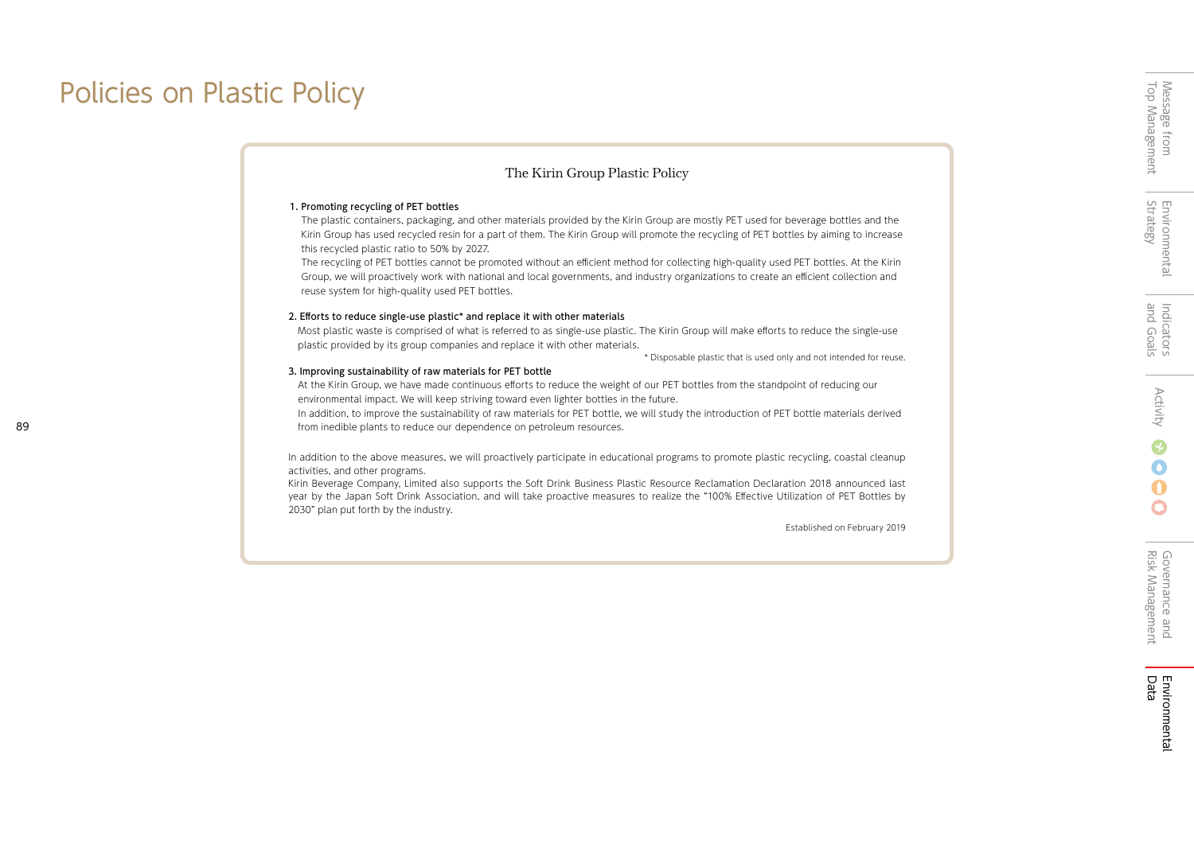# Policies on Plastic Policy

## The Kirin Group Plastic Policy

**1. Promoting recycling of PET bottles**

The plastic containers, packaging, and other materials provided by the Kirin Group are mostly PET used for beverage bottles and the Kirin Group has used recycled resin for a part of them. The Kirin Group will promote the recycling of PET bottles by aiming to increase this recycled plastic ratio to 50% by 2027.

The recycling of PET bottles cannot be promoted without an efficient method for collecting high-quality used PET bottles. At the Kirin Group, we will proactively work with national and local governments, and industry organizations to create an efficient collection and reuse system for high-quality used PET bottles.

**2. Efforts to reduce single-use plastic* and replace it with other materials**

Most plastic waste is comprised of what is referred to as single-use plastic. The Kirin Group will make efforts to reduce the single-use plastic provided by its group companies and replace it with other materials.

\* Disposable plastic that is used only and not intended for reuse.

**3. Improving sustainability of raw materials for PET bottle**

At the Kirin Group, we have made continuous efforts to reduce the weight of our PET bottles from the standpoint of reducing our environmental impact. We will keep striving toward even lighter bottles in the future.

In addition, to improve the sustainability of raw materials for PET bottle, we will study the introduction of PET bottle materials derived from inedible plants to reduce our dependence on petroleum resources.

In addition to the above measures, we will proactively participate in educational programs to promote plastic recycling, coastal cleanup activities, and other programs.

Kirin Beverage Company, Limited also supports the Soft Drink Business Plastic Resource Reclamation Declaration 2018 announced last year by the Japan Soft Drink Association, and will take proactive measures to realize the "100% Effective Utilization of PET Bottles by 2030" plan put forth by the industry.

Established on February 2019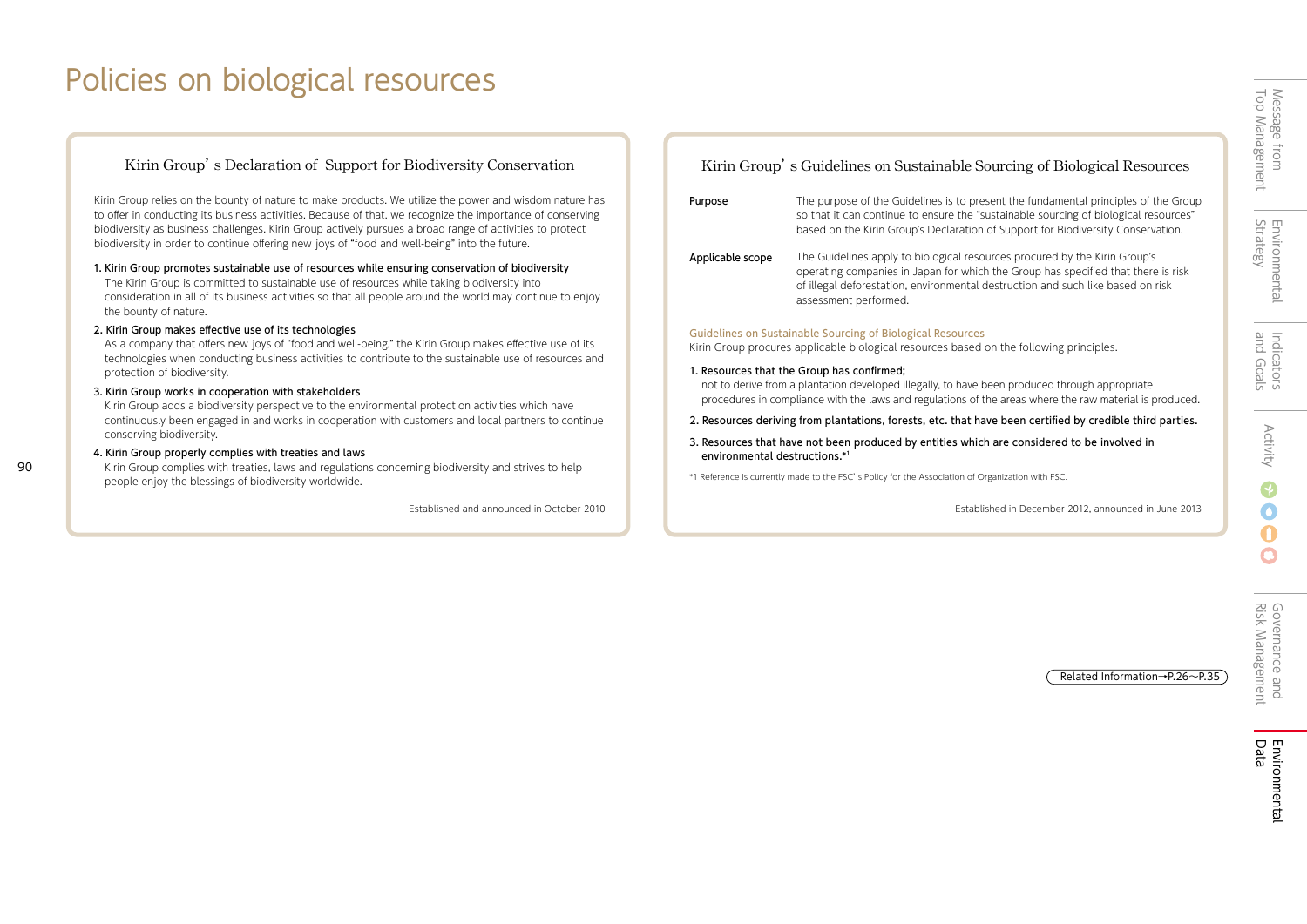# Policies on biological resources

## Kirin Group's Declaration of Support for Biodiversity Conservation

Kirin Group relies on the bounty of nature to make products. We utilize the power and wisdom nature has to offer in conducting its business activities. Because of that, we recognize the importance of conserving biodiversity as business challenges. Kirin Group actively pursues a broad range of activities to protect biodiversity in order to continue offering new joys of "food and well-being" into the future.

1. Kirin Group promotes sustainable use of resources while ensuring conservation of biodiversity
   The Kirin Group is committed to sustainable use of resources while taking biodiversity into consideration in all of its business activities so that all people around the world may continue to enjoy the bounty of nature.
2. Kirin Group makes effective use of its technologies
   As a company that offers new joys of "food and well-being," the Kirin Group makes effective use of its technologies when conducting business activities to contribute to the sustainable use of resources and protection of biodiversity.
3. Kirin Group works in cooperation with stakeholders
   Kirin Group adds a biodiversity perspective to the environmental protection activities which have continuously been engaged in and works in cooperation with customers and local partners to continue conserving biodiversity.
4. Kirin Group properly complies with treaties and laws
   Kirin Group complies with treaties, laws and regulations concerning biodiversity and strives to help people enjoy the blessings of biodiversity worldwide.

Established and announced in October 2010

## Kirin Group's Guidelines on Sustainable Sourcing of Biological Resources

**Purpose**
The purpose of the Guidelines is to present the fundamental principles of the Group so that it can continue to ensure the "sustainable sourcing of biological resources" based on the Kirin Group's Declaration of Support for Biodiversity Conservation.

**Applicable scope**
The Guidelines apply to biological resources procured by the Kirin Group's operating companies in Japan for which the Group has specified that there is risk of illegal deforestation, environmental destruction and such like based on risk assessment performed.

### Guidelines on Sustainable Sourcing of Biological Resources

Kirin Group procures applicable biological resources based on the following principles.

1. Resources that the Group has confirmed;
   not to derive from a plantation developed illegally, to have been produced through appropriate procedures in compliance with the laws and regulations of the areas where the raw material is produced.
2. Resources deriving from plantations, forests, etc. that have been certified by credible third parties.
3. Resources that have not been produced by entities which are considered to be involved in environmental destructions.*1

*1 Reference is currently made to the FSC's Policy for the Association of Organization with FSC.

Established in December 2012, announced in June 2013

Related Information→P.26～P.35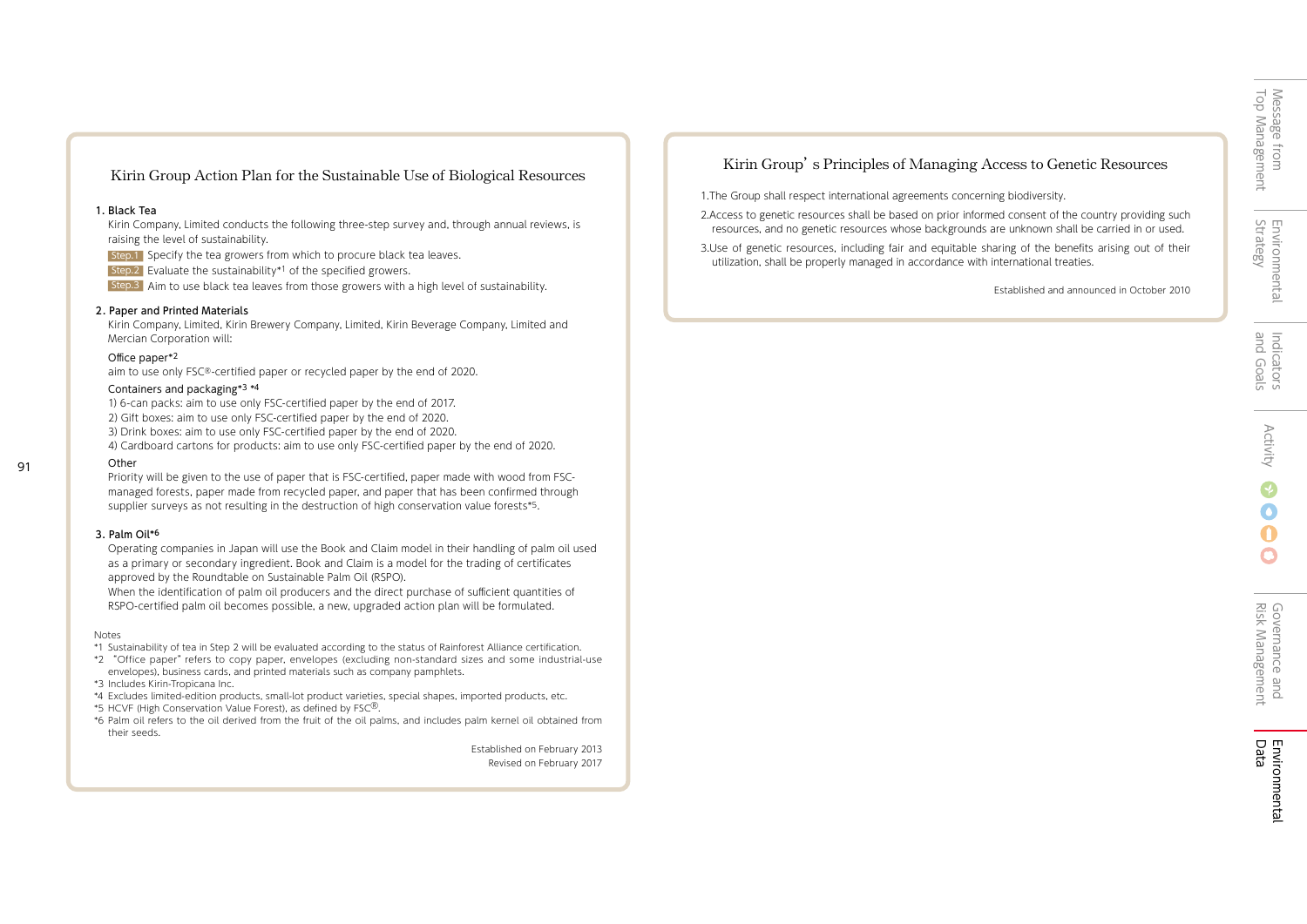## Kirin Group Action Plan for the Sustainable Use of Biological Resources

**1. Black Tea**

Kirin Company, Limited conducts the following three-step survey and, through annual reviews, is raising the level of sustainability.

Step.1 Specify the tea growers from which to procure black tea leaves.

Step.2 Evaluate the sustainability*1 of the specified growers.

Step.3 Aim to use black tea leaves from those growers with a high level of sustainability.

**2. Paper and Printed Materials**

Kirin Company, Limited, Kirin Brewery Company, Limited, Kirin Beverage Company, Limited and Mercian Corporation will:

Office paper*2

aim to use only FSC®-certified paper or recycled paper by the end of 2020.

Containers and packaging*3 *4

1) 6-can packs: aim to use only FSC-certified paper by the end of 2017.
2) Gift boxes: aim to use only FSC-certified paper by the end of 2020.
3) Drink boxes: aim to use only FSC-certified paper by the end of 2020.
4) Cardboard cartons for products: aim to use only FSC-certified paper by the end of 2020.

Other

Priority will be given to the use of paper that is FSC-certified, paper made with wood from FSC-managed forests, paper made from recycled paper, and paper that has been confirmed through supplier surveys as not resulting in the destruction of high conservation value forests*5.

**3. Palm Oil*6**

Operating companies in Japan will use the Book and Claim model in their handling of palm oil used as a primary or secondary ingredient. Book and Claim is a model for the trading of certificates approved by the Roundtable on Sustainable Palm Oil (RSPO).

When the identification of palm oil producers and the direct purchase of sufficient quantities of RSPO-certified palm oil becomes possible, a new, upgraded action plan will be formulated.

Notes

*1 Sustainability of tea in Step 2 will be evaluated according to the status of Rainforest Alliance certification.

*2 "Office paper" refers to copy paper, envelopes (excluding non-standard sizes and some industrial-use envelopes), business cards, and printed materials such as company pamphlets.

*3 Includes Kirin-Tropicana Inc.

*4 Excludes limited-edition products, small-lot product varieties, special shapes, imported products, etc.

*5 HCVF (High Conservation Value Forest), as defined by FSC®.

*6 Palm oil refers to the oil derived from the fruit of the oil palms, and includes palm kernel oil obtained from their seeds.

Established on February 2013
Revised on February 2017

## Kirin Group's Principles of Managing Access to Genetic Resources

1. The Group shall respect international agreements concerning biodiversity.
2. Access to genetic resources shall be based on prior informed consent of the country providing such resources, and no genetic resources whose backgrounds are unknown shall be carried in or used.
3. Use of genetic resources, including fair and equitable sharing of the benefits arising out of their utilization, shall be properly managed in accordance with international treaties.

Established and announced in October 2010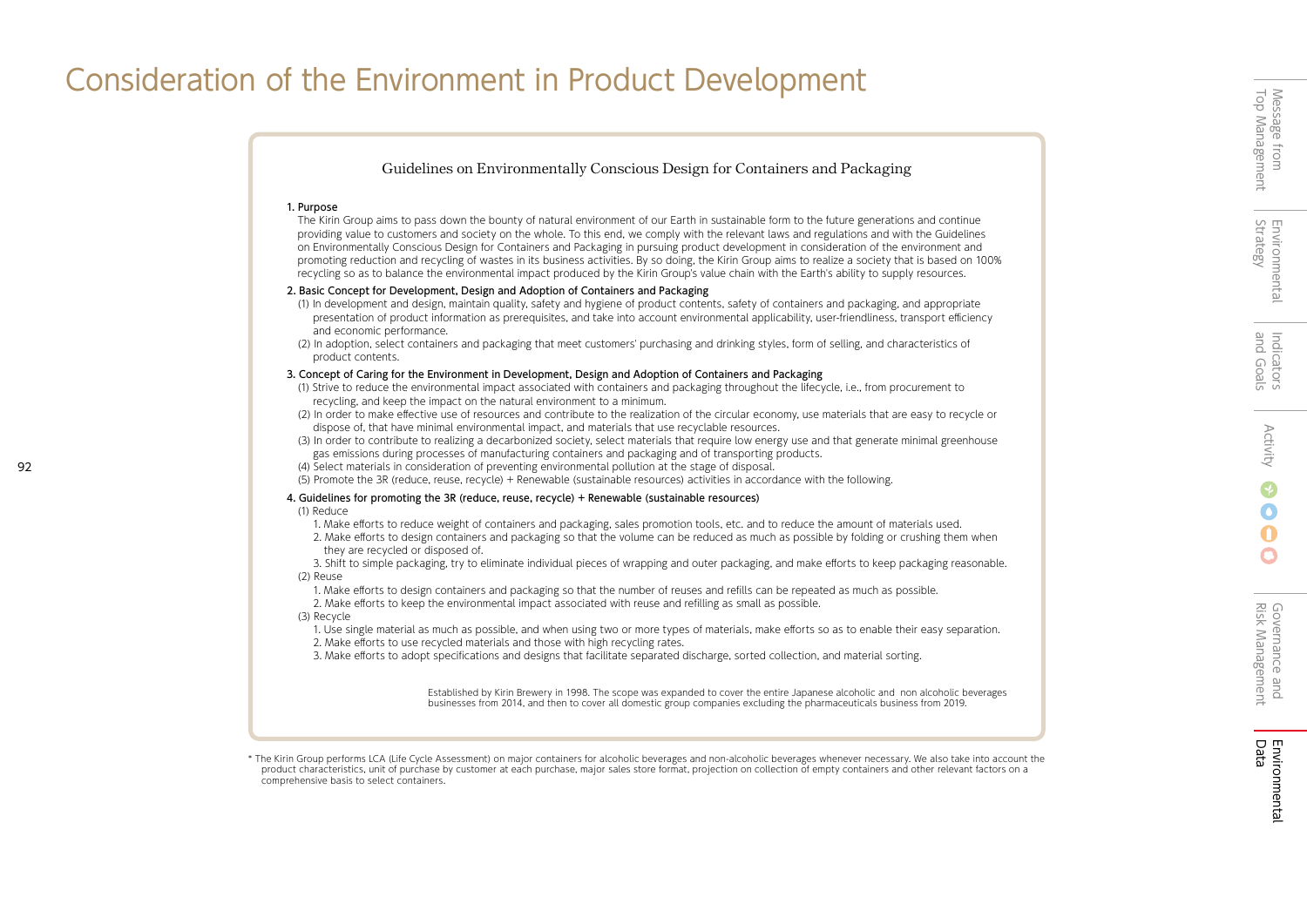# Consideration of the Environment in Product Development

## Guidelines on Environmentally Conscious Design for Containers and Packaging

**1. Purpose**

The Kirin Group aims to pass down the bounty of natural environment of our Earth in sustainable form to the future generations and continue providing value to customers and society on the whole. To this end, we comply with the relevant laws and regulations and with the Guidelines on Environmentally Conscious Design for Containers and Packaging in pursuing product development in consideration of the environment and promoting reduction and recycling of wastes in its business activities. By so doing, the Kirin Group aims to realize a society that is based on 100% recycling so as to balance the environmental impact produced by the Kirin Group's value chain with the Earth's ability to supply resources.

**2. Basic Concept for Development, Design and Adoption of Containers and Packaging**

(1) In development and design, maintain quality, safety and hygiene of product contents, safety of containers and packaging, and appropriate presentation of product information as prerequisites, and take into account environmental applicability, user-friendliness, transport efficiency and economic performance.

(2) In adoption, select containers and packaging that meet customers' purchasing and drinking styles, form of selling, and characteristics of product contents.

**3. Concept of Caring for the Environment in Development, Design and Adoption of Containers and Packaging**

(1) Strive to reduce the environmental impact associated with containers and packaging throughout the lifecycle, i.e., from procurement to recycling, and keep the impact on the natural environment to a minimum.

(2) In order to make effective use of resources and contribute to the realization of the circular economy, use materials that are easy to recycle or dispose of, that have minimal environmental impact, and materials that use recyclable resources.

(3) In order to contribute to realizing a decarbonized society, select materials that require low energy use and that generate minimal greenhouse gas emissions during processes of manufacturing containers and packaging and of transporting products.

(4) Select materials in consideration of preventing environmental pollution at the stage of disposal.

(5) Promote the 3R (reduce, reuse, recycle) + Renewable (sustainable resources) activities in accordance with the following.

**4. Guidelines for promoting the 3R (reduce, reuse, recycle) + Renewable (sustainable resources)**

(1) Reduce

1. Make efforts to reduce weight of containers and packaging, sales promotion tools, etc. and to reduce the amount of materials used.
2. Make efforts to design containers and packaging so that the volume can be reduced as much as possible by folding or crushing them when they are recycled or disposed of.
3. Shift to simple packaging, try to eliminate individual pieces of wrapping and outer packaging, and make efforts to keep packaging reasonable.

(2) Reuse

1. Make efforts to design containers and packaging so that the number of reuses and refills can be repeated as much as possible.
2. Make efforts to keep the environmental impact associated with reuse and refilling as small as possible.

(3) Recycle

1. Use single material as much as possible, and when using two or more types of materials, make efforts so as to enable their easy separation.
2. Make efforts to use recycled materials and those with high recycling rates.
3. Make efforts to adopt specifications and designs that facilitate separated discharge, sorted collection, and material sorting.

Established by Kirin Brewery in 1998. The scope was expanded to cover the entire Japanese alcoholic and non alcoholic beverages businesses from 2014, and then to cover all domestic group companies excluding the pharmaceuticals business from 2019.

* The Kirin Group performs LCA (Life Cycle Assessment) on major containers for alcoholic beverages and non-alcoholic beverages whenever necessary. We also take into account the product characteristics, unit of purchase by customer at each purchase, major sales store format, projection on collection of empty containers and other relevant factors on a comprehensive basis to select containers.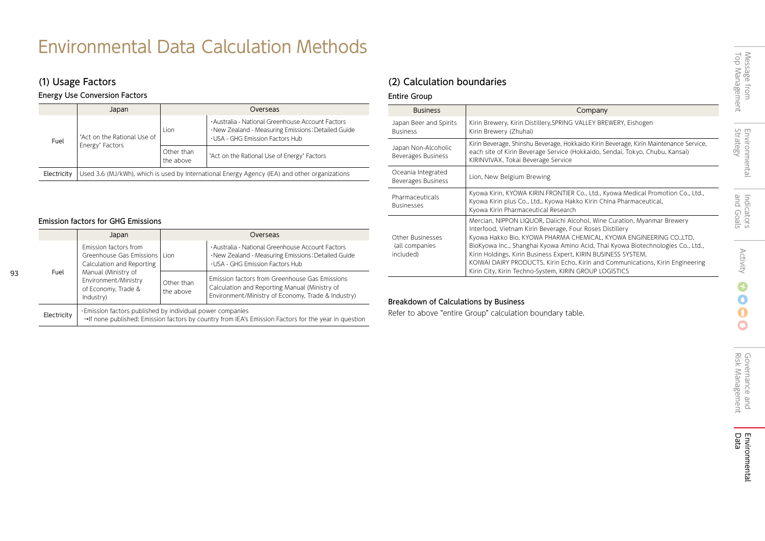# Environmental Data Calculation Methods

## (1) Usage Factors

### Energy Use Conversion Factors

| | Japan | Overseas | |
|---|---|---|---|
| Fuel | "Act on the Rational Use of Energy" Factors | Lion | ･Australia - National Greenhouse Account Factors<br>･New Zealand - Measuring Emissions：Detailed Guide<br>･USA - GHG Emission Factors Hub |
| | | Other than the above | "Act on the Rational Use of Energy" Factors |
| Electricity | Used 3.6 (MJ/kWh), which is used by International Energy Agency (IEA) and other organizations | | |

### Emission factors for GHG Emissions

| | Japan | Overseas | |
|---|---|---|---|
| Fuel | Emission factors from Greenhouse Gas Emissions Calculation and Reporting Manual (Ministry of Environment/Ministry of Economy, Trade & Industry) | Lion | ･Australia - National Greenhouse Account Factors<br>･New Zealand - Measuring Emissions：Detailed Guide<br>･USA - GHG Emission Factors Hub |
| | | Other than the above | Emission factors from Greenhouse Gas Emissions Calculation and Reporting Manual (Ministry of Environment/Ministry of Economy, Trade & Industry) |
| Electricity | ･Emission factors published by individual power companies<br>→If none published: Emission factors by country from IEA's Emission Factors for the year in question | | |

## (2) Calculation boundaries

### Entire Group

| Business | Company |
|---|---|
| Japan Beer and Spirits Business | Kirin Brewery, Kirin Distillery,SPRING VALLEY BREWERY, Eishogen<br>Kirin Brewery (Zhuhai) |
| Japan Non-Alcoholic Beverages Business | Kirin Beverage, Shinshu Beverage, Hokkaido Kirin Beverage, Kirin Maintenance Service, each site of Kirin Beverage Service (Hokkaido, Sendai, Tokyo, Chubu, Kansai)<br>KIRINVIVAX, Tokai Beverage Service |
| Oceania Integrated Beverages Business | Lion, New Belgium Brewing |
| Pharmaceuticals Businesses | Kyowa Kirin, KYOWA KIRIN FRONTIER Co., Ltd., Kyowa Medical Promotion Co., Ltd., Kyowa Kirin plus Co., Ltd., Kyowa Hakko Kirin China Pharmaceutical,<br>Kyowa Kirin Pharmaceutical Research |
| Other Businesses (all companies included) | Mercian, NIPPON LIQUOR, Daiichi Alcohol, Wine Curation, Myanmar Brewery<br>Interfood, Vietnam Kirin Beverage, Four Roses Distillery<br>Kyowa Hakko Bio, KYOWA PHARMA CHEMICAL, KYOWA ENGINEERING CO.,LTD,<br>BioKyowa Inc., Shanghai Kyowa Amino Acid, Thai Kyowa Biotechnologies Co., Ltd.,<br>Kirin Holdings, Kirin Business Expert, KIRIN BUSINESS SYSTEM,<br>KOIWAI DAIRY PRODUCTS, Kirin Echo, Kirin and Communications, Kirin Engineering<br>Kirin City, Kirin Techno-System, KIRIN GROUP LOGISTICS |

### Breakdown of Calculations by Business

Refer to above "entire Group" calculation boundary table.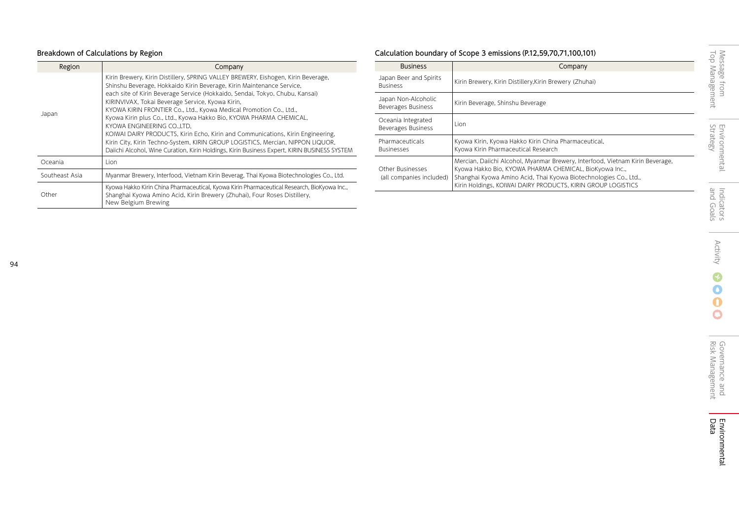## Breakdown of Calculations by Region

| Region | Company |
|---|---|
| Japan | Kirin Brewery, Kirin Distillery, SPRING VALLEY BREWERY, Eishogen, Kirin Beverage, Shinshu Beverage, Hokkaido Kirin Beverage, Kirin Maintenance Service, each site of Kirin Beverage Service (Hokkaido, Sendai, Tokyo, Chubu, Kansai) KIRINVIVAX, Tokai Beverage Service, Kyowa Kirin, KYOWA KIRIN FRONTIER Co., Ltd., Kyowa Medical Promotion Co., Ltd., Kyowa Kirin plus Co., Ltd., Kyowa Hakko Bio, KYOWA PHARMA CHEMICAL, KYOWA ENGINEERING CO.,LTD, KOIWAI DAIRY PRODUCTS, Kirin Echo, Kirin and Communications, Kirin Engineering, Kirin City, Kirin Techno-System, KIRIN GROUP LOGISTICS, Mercian, NIPPON LIQUOR, Daiichi Alcohol, Wine Curation, Kirin Holdings, Kirin Business Expert, KIRIN BUSINESS SYSTEM |
| Oceania | Lion |
| Southeast Asia | Myanmar Brewery, Interfood, Vietnam Kirin Beverag, Thai Kyowa Biotechnologies Co., Ltd. |
| Other | Kyowa Hakko Kirin China Pharmaceutical, Kyowa Kirin Pharmaceutical Research, BioKyowa Inc., Shanghai Kyowa Amino Acid, Kirin Brewery (Zhuhai), Four Roses Distillery, New Belgium Brewing |

## Calculation boundary of Scope 3 emissions (P.12,59,70,71,100,101)

| Business | Company |
|---|---|
| Japan Beer and Spirits Business | Kirin Brewery, Kirin Distillery,Kirin Brewery (Zhuhai) |
| Japan Non-Alcoholic Beverages Business | Kirin Beverage, Shinshu Beverage |
| Oceania Integrated Beverages Business | Lion |
| Pharmaceuticals Businesses | Kyowa Kirin, Kyowa Hakko Kirin China Pharmaceutical, Kyowa Kirin Pharmaceutical Research |
| Other Businesses (all companies included) | Mercian, Daiichi Alcohol, Myanmar Brewery, Interfood, Vietnam Kirin Beverage, Kyowa Hakko Bio, KYOWA PHARMA CHEMICAL, BioKyowa Inc., Shanghai Kyowa Amino Acid, Thai Kyowa Biotechnologies Co., Ltd., Kirin Holdings, KOIWAI DAIRY PRODUCTS, KIRIN GROUP LOGISTICS |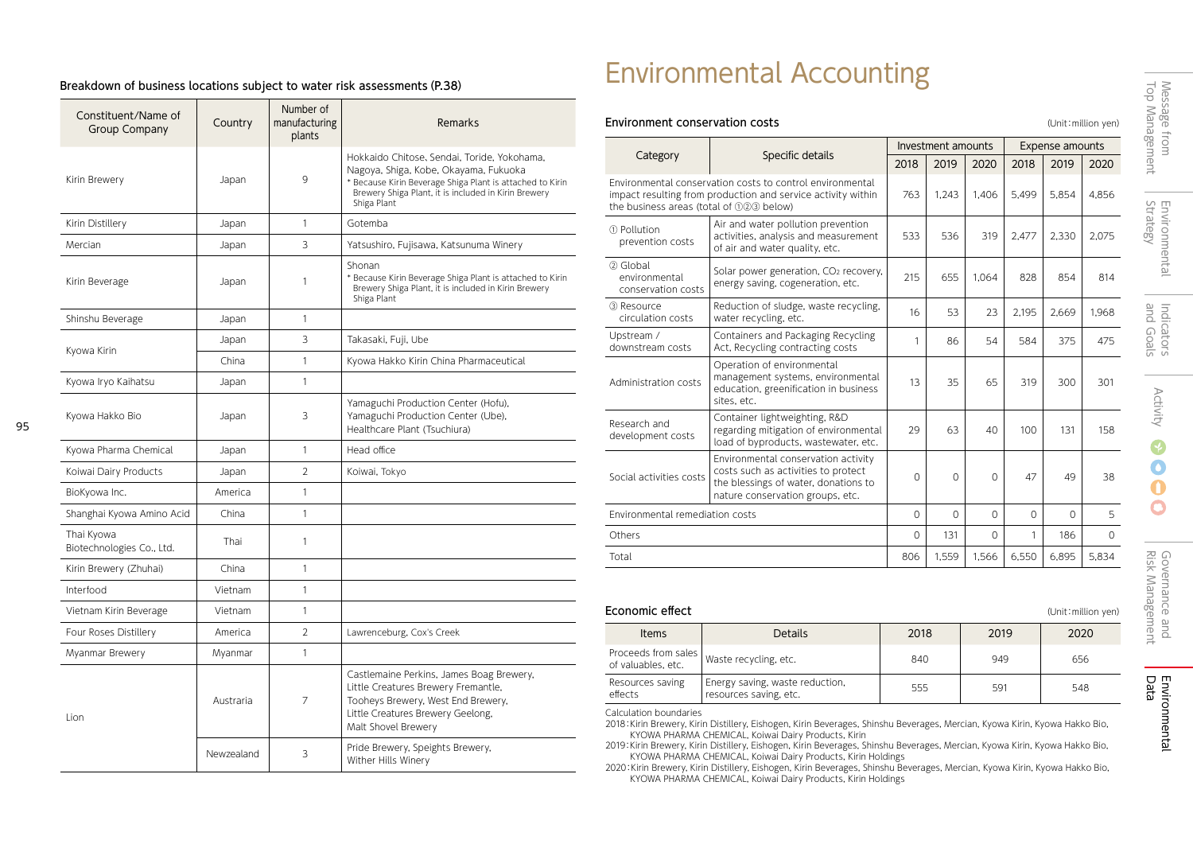### Breakdown of business locations subject to water risk assessments (P.38)

| Constituent/Name of Group Company | Country | Number of manufacturing plants | Remarks |
|---|---|---|---|
| Kirin Brewery | Japan | 9 | Hokkaido Chitose, Sendai, Toride, Yokohama, Nagoya, Shiga, Kobe, Okayama, Fukuoka<br>* Because Kirin Beverage Shiga Plant is attached to Kirin Brewery Shiga Plant, it is included in Kirin Brewery Shiga Plant |
| Kirin Distillery | Japan | 1 | Gotemba |
| Mercian | Japan | 3 | Yatsushiro, Fujisawa, Katsunuma Winery |
| Kirin Beverage | Japan | 1 | Shonan<br>* Because Kirin Beverage Shiga Plant is attached to Kirin Brewery Shiga Plant, it is included in Kirin Brewery Shiga Plant |
| Shinshu Beverage | Japan | 1 | |
| Kyowa Kirin | Japan | 3 | Takasaki, Fuji, Ube |
| | China | 1 | Kyowa Hakko Kirin China Pharmaceutical |
| Kyowa Iryo Kaihatsu | Japan | 1 | |
| Kyowa Hakko Bio | Japan | 3 | Yamaguchi Production Center (Hofu), Yamaguchi Production Center (Ube), Healthcare Plant (Tsuchiura) |
| Kyowa Pharma Chemical | Japan | 1 | Head office |
| Koiwai Dairy Products | Japan | 2 | Koiwai, Tokyo |
| BioKyowa Inc. | America | 1 | |
| Shanghai Kyowa Amino Acid | China | 1 | |
| Thai Kyowa Biotechnologies Co., Ltd. | Thai | 1 | |
| Kirin Brewery (Zhuhai) | China | 1 | |
| Interfood | Vietnam | 1 | |
| Vietnam Kirin Beverage | Vietnam | 1 | |
| Four Roses Distillery | America | 2 | Lawrenceburg, Cox's Creek |
| Myanmar Brewery | Myanmar | 1 | |
| Lion | Austraria | 7 | Castlemaine Perkins, James Boag Brewery, Little Creatures Brewery Fremantle, Tooheys Brewery, West End Brewery, Little Creatures Brewery Geelong, Malt Shovel Brewery |
| | Newzealand | 3 | Pride Brewery, Speights Brewery, Wither Hills Winery |

# Environmental Accounting

### Environment conservation costs

(Unit：million yen)

| Category | Specific details | Investment amounts | | | Expense amounts | | |
|---|---|---|---|---|---|---|---|
| | | 2018 | 2019 | 2020 | 2018 | 2019 | 2020 |
| Environmental conservation costs to control environmental impact resulting from production and service activity within the business areas (total of ①②③ below) | | 763 | 1,243 | 1,406 | 5,499 | 5,854 | 4,856 |
| ① Pollution prevention costs | Air and water pollution prevention activities, analysis and measurement of air and water quality, etc. | 533 | 536 | 319 | 2,477 | 2,330 | 2,075 |
| ② Global environmental conservation costs | Solar power generation, $CO_2$ recovery, energy saving, cogeneration, etc. | 215 | 655 | 1,064 | 828 | 854 | 814 |
| ③ Resource circulation costs | Reduction of sludge, waste recycling, water recycling, etc. | 16 | 53 | 23 | 2,195 | 2,669 | 1,968 |
| Upstream / downstream costs | Containers and Packaging Recycling Act, Recycling contracting costs | 1 | 86 | 54 | 584 | 375 | 475 |
| Administration costs | Operation of environmental management systems, environmental education, greenification in business sites, etc. | 13 | 35 | 65 | 319 | 300 | 301 |
| Research and development costs | Container lightweighting, R&D regarding mitigation of environmental load of byproducts, wastewater, etc. | 29 | 63 | 40 | 100 | 131 | 158 |
| Social activities costs | Environmental conservation activity costs such as activities to protect the blessings of water, donations to nature conservation groups, etc. | 0 | 0 | 0 | 47 | 49 | 38 |
| Environmental remediation costs | | 0 | 0 | 0 | 0 | 0 | 5 |
| Others | | 0 | 131 | 0 | 1 | 186 | 0 |
| Total | | 806 | 1,559 | 1,566 | 6,550 | 6,895 | 5,834 |

### Economic effect

(Unit：million yen)

| Items | Details | 2018 | 2019 | 2020 |
|---|---|---|---|---|
| Proceeds from sales of valuables, etc. | Waste recycling, etc. | 840 | 949 | 656 |
| Resources saving effects | Energy saving, waste reduction, resources saving, etc. | 555 | 591 | 548 |

Calculation boundaries

2018：Kirin Brewery, Kirin Distillery, Eishogen, Kirin Beverages, Shinshu Beverages, Mercian, Kyowa Kirin, Kyowa Hakko Bio, KYOWA PHARMA CHEMICAL, Koiwai Dairy Products, Kirin

2019：Kirin Brewery, Kirin Distillery, Eishogen, Kirin Beverages, Shinshu Beverages, Mercian, Kyowa Kirin, Kyowa Hakko Bio, KYOWA PHARMA CHEMICAL, Koiwai Dairy Products, Kirin Holdings

2020：Kirin Brewery, Kirin Distillery, Eishogen, Kirin Beverages, Shinshu Beverages, Mercian, Kyowa Kirin, Kyowa Hakko Bio, KYOWA PHARMA CHEMICAL, Koiwai Dairy Products, Kirin Holdings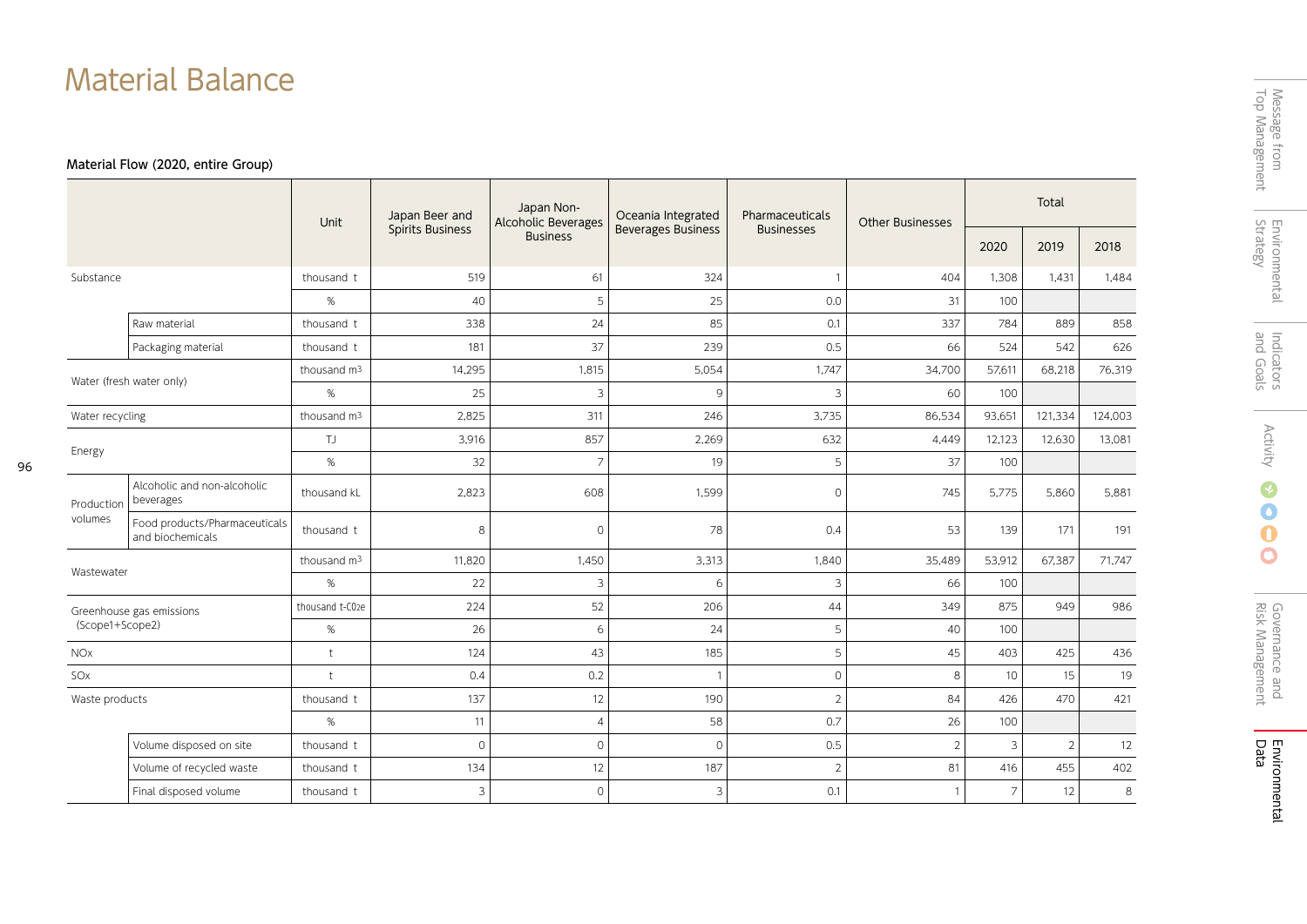# Material Balance

**Material Flow (2020, entire Group)**

| | | Unit | Japan Beer and Spirits Business | Japan Non-Alcoholic Beverages Business | Oceania Integrated Beverages Business | Pharmaceuticals Businesses | Other Businesses | Total | | |
|---|---|---|---|---|---|---|---|---|---|---|
| | | | | | | | | 2020 | 2019 | 2018 |
| Substance | | thousand t | 519 | 61 | 324 | 1 | 404 | 1,308 | 1,431 | 1,484 |
| | | % | 40 | 5 | 25 | 0.0 | 31 | 100 | | |
| | Raw material | thousand t | 338 | 24 | 85 | 0.1 | 337 | 784 | 889 | 858 |
| | Packaging material | thousand t | 181 | 37 | 239 | 0.5 | 66 | 524 | 542 | 626 |
| Water (fresh water only) | | thousand $m^3$ | 14,295 | 1,815 | 5,054 | 1,747 | 34,700 | 57,611 | 68,218 | 76,319 |
| | | % | 25 | 3 | 9 | 3 | 60 | 100 | | |
| Water recycling | | thousand $m^3$ | 2,825 | 311 | 246 | 3,735 | 86,534 | 93,651 | 121,334 | 124,003 |
| Energy | | TJ | 3,916 | 857 | 2,269 | 632 | 4,449 | 12,123 | 12,630 | 13,081 |
| | | % | 32 | 7 | 19 | 5 | 37 | 100 | | |
| Production volumes | Alcoholic and non-alcoholic beverages | thousand kL | 2,823 | 608 | 1,599 | 0 | 745 | 5,775 | 5,860 | 5,881 |
| | Food products/Pharmaceuticals and biochemicals | thousand t | 8 | 0 | 78 | 0.4 | 53 | 139 | 171 | 191 |
| Wastewater | | thousand $m^3$ | 11,820 | 1,450 | 3,313 | 1,840 | 35,489 | 53,912 | 67,387 | 71,747 |
| | | % | 22 | 3 | 6 | 3 | 66 | 100 | | |
| Greenhouse gas emissions (Scope1+Scope2) | | thousand t-$CO_2e$ | 224 | 52 | 206 | 44 | 349 | 875 | 949 | 986 |
| | | % | 26 | 6 | 24 | 5 | 40 | 100 | | |
| NOx | | t | 124 | 43 | 185 | 5 | 45 | 403 | 425 | 436 |
| SOx | | t | 0.4 | 0.2 | 1 | 0 | 8 | 10 | 15 | 19 |
| Waste products | | thousand t | 137 | 12 | 190 | 2 | 84 | 426 | 470 | 421 |
| | | % | 11 | 4 | 58 | 0.7 | 26 | 100 | | |
| | Volume disposed on site | thousand t | 0 | 0 | 0 | 0.5 | 2 | 3 | 2 | 12 |
| | Volume of recycled waste | thousand t | 134 | 12 | 187 | 2 | 81 | 416 | 455 | 402 |
| | Final disposed volume | thousand t | 3 | 0 | 3 | 0.1 | 1 | 7 | 12 | 8 |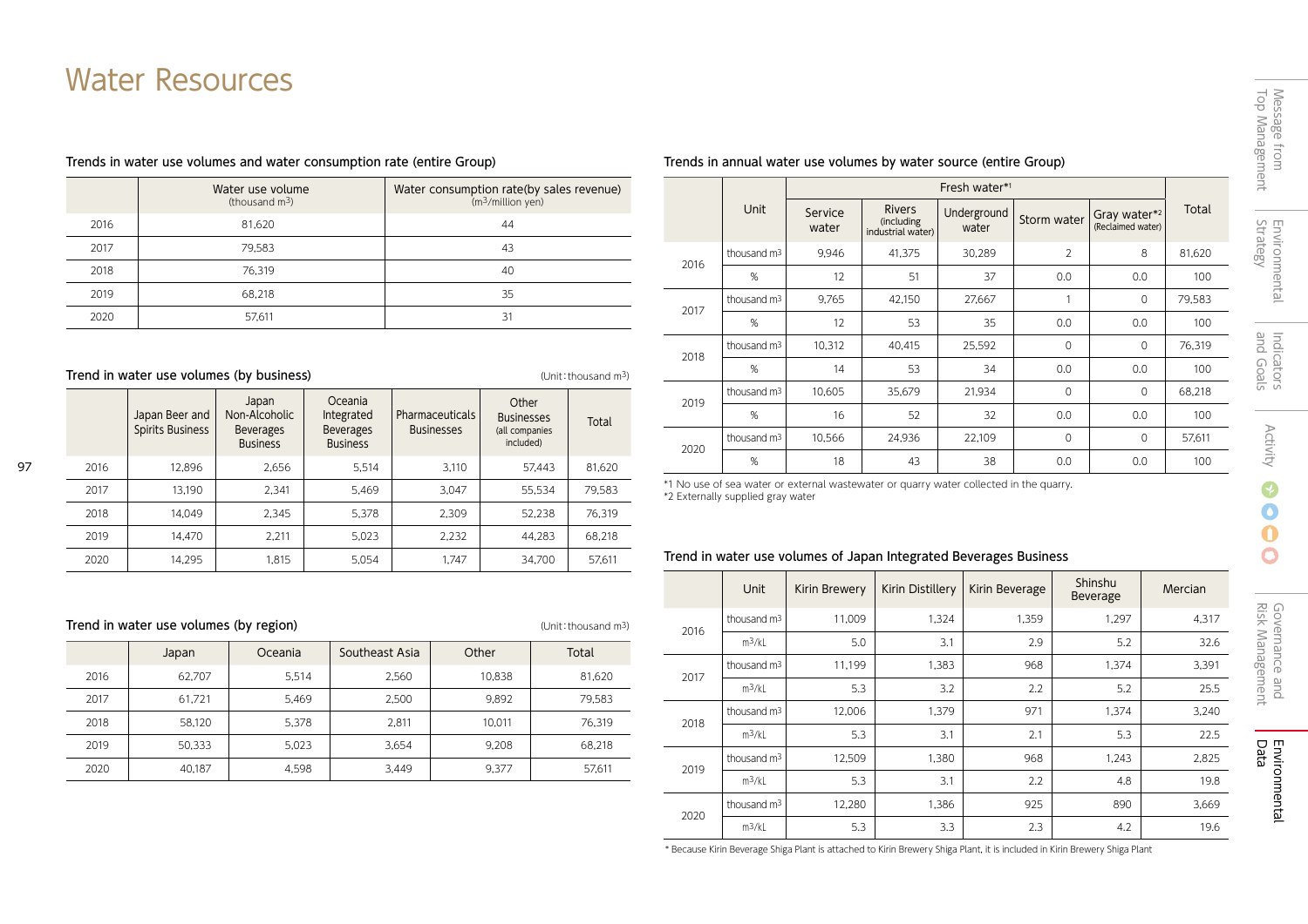# Water Resources

### Trends in water use volumes and water consumption rate (entire Group)

| | Water use volume (thousand $m^3$) | Water consumption rate(by sales revenue) ($m^3$/million yen) |
|---|---|---|
| 2016 | 81,620 | 44 |
| 2017 | 79,583 | 43 |
| 2018 | 76,319 | 40 |
| 2019 | 68,218 | 35 |
| 2020 | 57,611 | 31 |

### Trend in water use volumes (by business)

(Unit: thousand $m^3$)

| | Japan Beer and Spirits Business | Japan Non-Alcoholic Beverages Business | Oceania Integrated Beverages Business | Pharmaceuticals Businesses | Other Businesses (all companies included) | Total |
|---|---|---|---|---|---|---|
| 2016 | 12,896 | 2,656 | 5,514 | 3,110 | 57,443 | 81,620 |
| 2017 | 13,190 | 2,341 | 5,469 | 3,047 | 55,534 | 79,583 |
| 2018 | 14,049 | 2,345 | 5,378 | 2,309 | 52,238 | 76,319 |
| 2019 | 14,470 | 2,211 | 5,023 | 2,232 | 44,283 | 68,218 |
| 2020 | 14,295 | 1,815 | 5,054 | 1,747 | 34,700 | 57,611 |

### Trend in water use volumes (by region)

(Unit: thousand $m^3$)

| | Japan | Oceania | Southeast Asia | Other | Total |
|---|---|---|---|---|---|
| 2016 | 62,707 | 5,514 | 2,560 | 10,838 | 81,620 |
| 2017 | 61,721 | 5,469 | 2,500 | 9,892 | 79,583 |
| 2018 | 58,120 | 5,378 | 2,811 | 10,011 | 76,319 |
| 2019 | 50,333 | 5,023 | 3,654 | 9,208 | 68,218 |
| 2020 | 40,187 | 4,598 | 3,449 | 9,377 | 57,611 |

### Trends in annual water use volumes by water source (entire Group)

| | Unit | Fresh water*1 | | | | | Total |
|---|---|---|---|---|---|---|---|
| | | Service water | Rivers (including industrial water) | Underground water | Storm water | Gray water*2 (Reclaimed water) | |
| 2016 | thousand $m^3$ | 9,946 | 41,375 | 30,289 | 2 | 8 | 81,620 |
| | % | 12 | 51 | 37 | 0.0 | 0.0 | 100 |
| 2017 | thousand $m^3$ | 9,765 | 42,150 | 27,667 | 1 | 0 | 79,583 |
| | % | 12 | 53 | 35 | 0.0 | 0.0 | 100 |
| 2018 | thousand $m^3$ | 10,312 | 40,415 | 25,592 | 0 | 0 | 76,319 |
| | % | 14 | 53 | 34 | 0.0 | 0.0 | 100 |
| 2019 | thousand $m^3$ | 10,605 | 35,679 | 21,934 | 0 | 0 | 68,218 |
| | % | 16 | 52 | 32 | 0.0 | 0.0 | 100 |
| 2020 | thousand $m^3$ | 10,566 | 24,936 | 22,109 | 0 | 0 | 57,611 |
| | % | 18 | 43 | 38 | 0.0 | 0.0 | 100 |

*1 No use of sea water or external wastewater or quarry water collected in the quarry.
*2 Externally supplied gray water

### Trend in water use volumes of Japan Integrated Beverages Business

| | Unit | Kirin Brewery | Kirin Distillery | Kirin Beverage | Shinshu Beverage | Mercian |
|---|---|---|---|---|---|---|
| 2016 | thousand $m^3$ | 11,009 | 1,324 | 1,359 | 1,297 | 4,317 |
| | $m^3$/kL | 5.0 | 3.1 | 2.9 | 5.2 | 32.6 |
| 2017 | thousand $m^3$ | 11,199 | 1,383 | 968 | 1,374 | 3,391 |
| | $m^3$/kL | 5.3 | 3.2 | 2.2 | 5.2 | 25.5 |
| 2018 | thousand $m^3$ | 12,006 | 1,379 | 971 | 1,374 | 3,240 |
| | $m^3$/kL | 5.3 | 3.1 | 2.1 | 5.3 | 22.5 |
| 2019 | thousand $m^3$ | 12,509 | 1,380 | 968 | 1,243 | 2,825 |
| | $m^3$/kL | 5.3 | 3.1 | 2.2 | 4.8 | 19.8 |
| 2020 | thousand $m^3$ | 12,280 | 1,386 | 925 | 890 | 3,669 |
| | $m^3$/kL | 5.3 | 3.3 | 2.3 | 4.2 | 19.6 |

* Because Kirin Beverage Shiga Plant is attached to Kirin Brewery Shiga Plant, it is included in Kirin Brewery Shiga Plant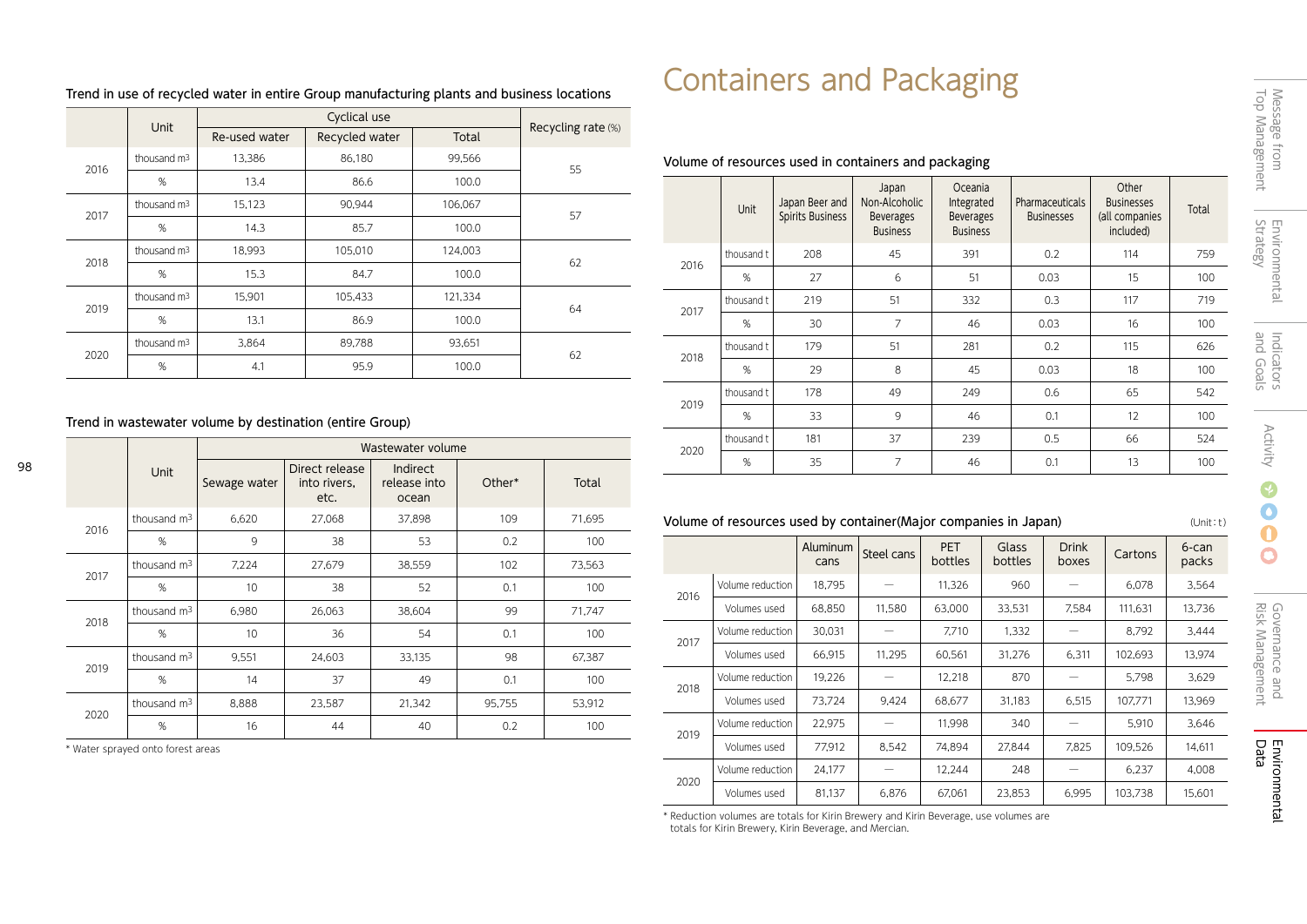#### Trend in use of recycled water in entire Group manufacturing plants and business locations

| | Unit | Cyclical use | | | Recycling rate (%) |
|---|---|---|---|---|---|
| | | Re-used water | Recycled water | Total | |
| 2016 | thousand m3 | 13,386 | 86,180 | 99,566 | 55 |
| | % | 13.4 | 86.6 | 100.0 | |
| 2017 | thousand m3 | 15,123 | 90,944 | 106,067 | 57 |
| | % | 14.3 | 85.7 | 100.0 | |
| 2018 | thousand m3 | 18,993 | 105,010 | 124,003 | 62 |
| | % | 15.3 | 84.7 | 100.0 | |
| 2019 | thousand m3 | 15,901 | 105,433 | 121,334 | 64 |
| | % | 13.1 | 86.9 | 100.0 | |
| 2020 | thousand m3 | 3,864 | 89,788 | 93,651 | 62 |
| | % | 4.1 | 95.9 | 100.0 | |

#### Trend in wastewater volume by destination (entire Group)

| | Unit | Wastewater volume | | | | |
|---|---|---|---|---|---|---|
| | | Sewage water | Direct release into rivers, etc. | Indirect release into ocean | Other* | Total |
| 2016 | thousand m3 | 6,620 | 27,068 | 37,898 | 109 | 71,695 |
| | % | 9 | 38 | 53 | 0.2 | 100 |
| 2017 | thousand m3 | 7,224 | 27,679 | 38,559 | 102 | 73,563 |
| | % | 10 | 38 | 52 | 0.1 | 100 |
| 2018 | thousand m3 | 6,980 | 26,063 | 38,604 | 99 | 71,747 |
| | % | 10 | 36 | 54 | 0.1 | 100 |
| 2019 | thousand m3 | 9,551 | 24,603 | 33,135 | 98 | 67,387 |
| | % | 14 | 37 | 49 | 0.1 | 100 |
| 2020 | thousand m3 | 8,888 | 23,587 | 21,342 | 95,755 | 53,912 |
| | % | 16 | 44 | 40 | 0.2 | 100 |

\* Water sprayed onto forest areas

# Containers and Packaging

#### Volume of resources used in containers and packaging

| | Unit | Japan Beer and Spirits Business | Japan Non-Alcoholic Beverages Business | Oceania Integrated Beverages Business | Pharmaceuticals Businesses | Other Businesses (all companies included) | Total |
|---|---|---|---|---|---|---|---|
| 2016 | thousand t | 208 | 45 | 391 | 0.2 | 114 | 759 |
| | % | 27 | 6 | 51 | 0.03 | 15 | 100 |
| 2017 | thousand t | 219 | 51 | 332 | 0.3 | 117 | 719 |
| | % | 30 | 7 | 46 | 0.03 | 16 | 100 |
| 2018 | thousand t | 179 | 51 | 281 | 0.2 | 115 | 626 |
| | % | 29 | 8 | 45 | 0.03 | 18 | 100 |
| 2019 | thousand t | 178 | 49 | 249 | 0.6 | 65 | 542 |
| | % | 33 | 9 | 46 | 0.1 | 12 | 100 |
| 2020 | thousand t | 181 | 37 | 239 | 0.5 | 66 | 524 |
| | % | 35 | 7 | 46 | 0.1 | 13 | 100 |

#### Volume of resources used by container(Major companies in Japan)

(Unit : t)

| | | Aluminum cans | Steel cans | PET bottles | Glass bottles | Drink boxes | Cartons | 6-can packs |
|---|---|---|---|---|---|---|---|---|
| 2016 | Volume reduction | 18,795 | — | 11,326 | 960 | — | 6,078 | 3,564 |
| | Volumes used | 68,850 | 11,580 | 63,000 | 33,531 | 7,584 | 111,631 | 13,736 |
| 2017 | Volume reduction | 30,031 | — | 7,710 | 1,332 | — | 8,792 | 3,444 |
| | Volumes used | 66,915 | 11,295 | 60,561 | 31,276 | 6,311 | 102,693 | 13,974 |
| 2018 | Volume reduction | 19,226 | — | 12,218 | 870 | — | 5,798 | 3,629 |
| | Volumes used | 73,724 | 9,424 | 68,677 | 31,183 | 6,515 | 107,771 | 13,969 |
| 2019 | Volume reduction | 22,975 | — | 11,998 | 340 | — | 5,910 | 3,646 |
| | Volumes used | 77,912 | 8,542 | 74,894 | 27,844 | 7,825 | 109,526 | 14,611 |
| 2020 | Volume reduction | 24,177 | — | 12,244 | 248 | — | 6,237 | 4,008 |
| | Volumes used | 81,137 | 6,876 | 67,061 | 23,853 | 6,995 | 103,738 | 15,601 |

\* Reduction volumes are totals for Kirin Brewery and Kirin Beverage, use volumes are totals for Kirin Brewery, Kirin Beverage, and Mercian.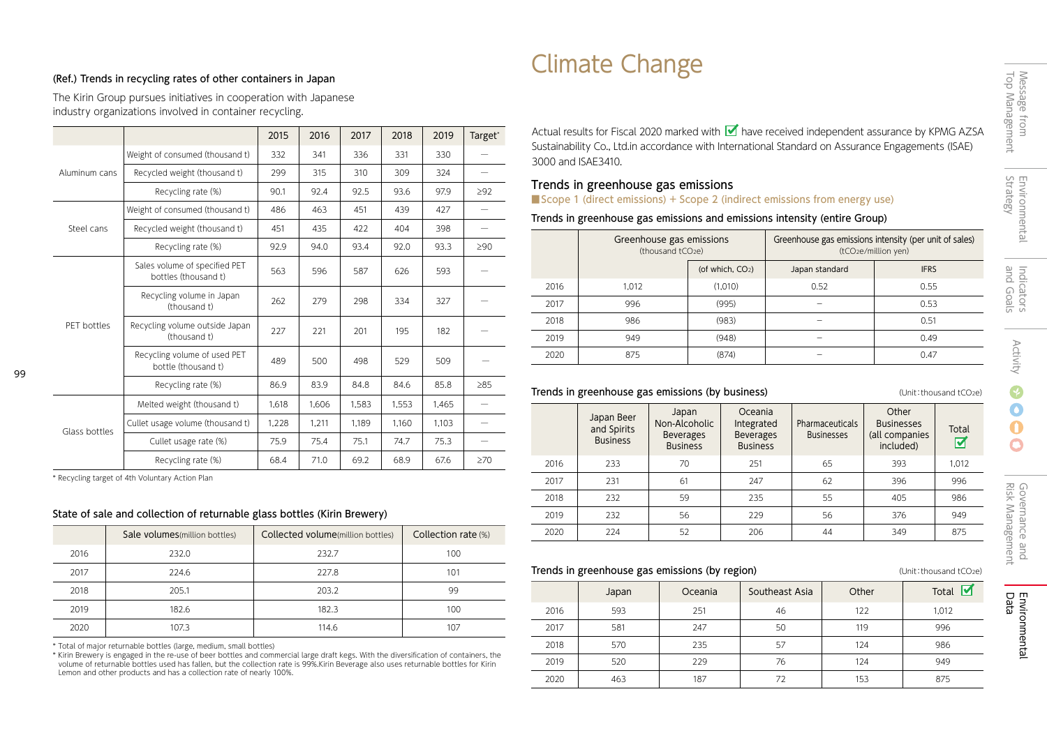## (Ref.) Trends in recycling rates of other containers in Japan

The Kirin Group pursues initiatives in cooperation with Japanese industry organizations involved in container recycling.

| | | 2015 | 2016 | 2017 | 2018 | 2019 | Target* |
|---|---|---|---|---|---|---|---|
| Aluminum cans | Weight of consumed (thousand t) | 332 | 341 | 336 | 331 | 330 | — |
| | Recycled weight (thousand t) | 299 | 315 | 310 | 309 | 324 | — |
| | Recycling rate (%) | 90.1 | 92.4 | 92.5 | 93.6 | 97.9 | ≥92 |
| Steel cans | Weight of consumed (thousand t) | 486 | 463 | 451 | 439 | 427 | — |
| | Recycled weight (thousand t) | 451 | 435 | 422 | 404 | 398 | — |
| | Recycling rate (%) | 92.9 | 94.0 | 93.4 | 92.0 | 93.3 | ≥90 |
| PET bottles | Sales volume of specified PET bottles (thousand t) | 563 | 596 | 587 | 626 | 593 | — |
| | Recycling volume in Japan (thousand t) | 262 | 279 | 298 | 334 | 327 | — |
| | Recycling volume outside Japan (thousand t) | 227 | 221 | 201 | 195 | 182 | — |
| | Recycling volume of used PET bottle (thousand t) | 489 | 500 | 498 | 529 | 509 | — |
| | Recycling rate (%) | 86.9 | 83.9 | 84.8 | 84.6 | 85.8 | ≥85 |
| Glass bottles | Melted weight (thousand t) | 1,618 | 1,606 | 1,583 | 1,553 | 1,465 | — |
| | Cullet usage volume (thousand t) | 1,228 | 1,211 | 1,189 | 1,160 | 1,103 | — |
| | Cullet usage rate (%) | 75.9 | 75.4 | 75.1 | 74.7 | 75.3 | — |
| | Recycling rate (%) | 68.4 | 71.0 | 69.2 | 68.9 | 67.6 | ≥70 |

* Recycling target of 4th Voluntary Action Plan

## State of sale and collection of returnable glass bottles (Kirin Brewery)

| | Sale volumes (million bottles) | Collected volume (million bottles) | Collection rate (%) |
|---|---|---|---|
| 2016 | 232.0 | 232.7 | 100 |
| 2017 | 224.6 | 227.8 | 101 |
| 2018 | 205.1 | 203.2 | 99 |
| 2019 | 182.6 | 182.3 | 100 |
| 2020 | 107.3 | 114.6 | 107 |

* Total of major returnable bottles (large, medium, small bottles)
* Kirin Brewery is engaged in the re-use of beer bottles and commercial large draft kegs. With the diversification of containers, the volume of returnable bottles used has fallen, but the collection rate is 99%.Kirin Beverage also uses returnable bottles for Kirin Lemon and other products and has a collection rate of nearly 100%.

# Climate Change

Actual results for Fiscal 2020 marked with ☑ have received independent assurance by KPMG AZSA Sustainability Co., Ltd.in accordance with International Standard on Assurance Engagements (ISAE) 3000 and ISAE3410.

## Trends in greenhouse gas emissions

■Scope 1 (direct emissions) + Scope 2 (indirect emissions from energy use)

### Trends in greenhouse gas emissions and emissions intensity (entire Group)

| | Greenhouse gas emissions (thousand $tCO_2e$) | | Greenhouse gas emissions intensity (per unit of sales) ($tCO_2e$/million yen) | |
|---|---|---|---|---|
| | | (of which, $CO_2$) | Japan standard | IFRS |
| 2016 | 1,012 | (1,010) | 0.52 | 0.55 |
| 2017 | 996 | (995) | – | 0.53 |
| 2018 | 986 | (983) | – | 0.51 |
| 2019 | 949 | (948) | – | 0.49 |
| 2020 | 875 | (874) | – | 0.47 |

### Trends in greenhouse gas emissions (by business)

(Unit: thousand $tCO_2e$)

| | Japan Beer and Spirits Business | Japan Non-Alcoholic Beverages Business | Oceania Integrated Beverages Business | Pharmaceuticals Businesses | Other Businesses (all companies included) | Total ☑ |
|---|---|---|---|---|---|---|
| 2016 | 233 | 70 | 251 | 65 | 393 | 1,012 |
| 2017 | 231 | 61 | 247 | 62 | 396 | 996 |
| 2018 | 232 | 59 | 235 | 55 | 405 | 986 |
| 2019 | 232 | 56 | 229 | 56 | 376 | 949 |
| 2020 | 224 | 52 | 206 | 44 | 349 | 875 |

### Trends in greenhouse gas emissions (by region)

(Unit: thousand $tCO_2e$)

| | Japan | Oceania | Southeast Asia | Other | Total ☑ |
|---|---|---|---|---|---|
| 2016 | 593 | 251 | 46 | 122 | 1,012 |
| 2017 | 581 | 247 | 50 | 119 | 996 |
| 2018 | 570 | 235 | 57 | 124 | 986 |
| 2019 | 520 | 229 | 76 | 124 | 949 |
| 2020 | 463 | 187 | 72 | 153 | 875 |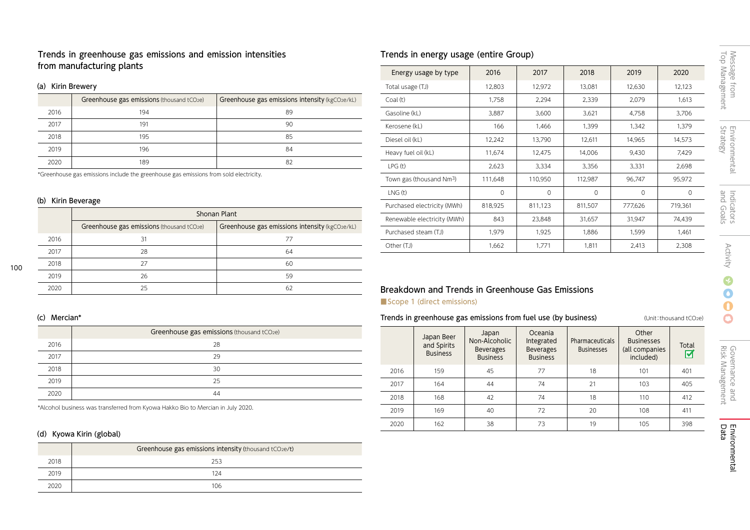## Trends in greenhouse gas emissions and emission intensities from manufacturing plants

### (a) Kirin Brewery

| | Greenhouse gas emissions (thousand $tCO_2e$) | Greenhouse gas emissions intensity ($kgCO_2e/kL$) |
|---|---|---|
| 2016 | 194 | 89 |
| 2017 | 191 | 90 |
| 2018 | 195 | 85 |
| 2019 | 196 | 84 |
| 2020 | 189 | 82 |

*Greenhouse gas emissions include the greenhouse gas emissions from sold electricity.

### (b) Kirin Beverage

| | Shonan Plant | |
|---|---|---|
| | Greenhouse gas emissions (thousand $tCO_2e$) | Greenhouse gas emissions intensity ($kgCO_2e/kL$) |
| 2016 | 31 | 77 |
| 2017 | 28 | 64 |
| 2018 | 27 | 60 |
| 2019 | 26 | 59 |
| 2020 | 25 | 62 |

### (c) Mercian*

| | Greenhouse gas emissions (thousand $tCO_2e$) |
|---|---|
| 2016 | 28 |
| 2017 | 29 |
| 2018 | 30 |
| 2019 | 25 |
| 2020 | 44 |

*Alcohol business was transferred from Kyowa Hakko Bio to Mercian in July 2020.

### (d) Kyowa Kirin (global)

| | Greenhouse gas emissions intensity (thousand $tCO_2e/t$) |
|---|---|
| 2018 | 253 |
| 2019 | 124 |
| 2020 | 106 |

## Trends in energy usage (entire Group)

| Energy usage by type | 2016 | 2017 | 2018 | 2019 | 2020 |
|---|---|---|---|---|---|
| Total usage (TJ) | 12,803 | 12,972 | 13,081 | 12,630 | 12,123 |
| Coal (t) | 1,758 | 2,294 | 2,339 | 2,079 | 1,613 |
| Gasoline (kL) | 3,887 | 3,600 | 3,621 | 4,758 | 3,706 |
| Kerosene (kL) | 166 | 1,466 | 1,399 | 1,342 | 1,379 |
| Diesel oil (kL) | 12,242 | 13,790 | 12,611 | 14,965 | 14,573 |
| Heavy fuel oil (kL) | 11,674 | 12,475 | 14,006 | 9,430 | 7,429 |
| LPG (t) | 2,623 | 3,334 | 3,356 | 3,331 | 2,698 |
| Town gas (thousand $Nm^3$) | 111,648 | 110,950 | 112,987 | 96,747 | 95,972 |
| LNG (t) | 0 | 0 | 0 | 0 | 0 |
| Purchased electricity (MWh) | 818,925 | 811,123 | 811,507 | 777,626 | 719,361 |
| Renewable electricity (MWh) | 843 | 23,848 | 31,657 | 31,947 | 74,439 |
| Purchased steam (TJ) | 1,979 | 1,925 | 1,886 | 1,599 | 1,461 |
| Other (TJ) | 1,662 | 1,771 | 1,811 | 2,413 | 2,308 |

## Breakdown and Trends in Greenhouse Gas Emissions

■Scope 1 (direct emissions)

### Trends in greenhouse gas emissions from fuel use (by business)

(Unit: thousand $tCO_2e$)

| | Japan Beer and Spirits Business | Japan Non-Alcoholic Beverages Business | Oceania Integrated Beverages Business | Pharmaceuticals Businesses | Other Businesses (all companies included) | Total ☑ |
|---|---|---|---|---|---|---|
| 2016 | 159 | 45 | 77 | 18 | 101 | 401 |
| 2017 | 164 | 44 | 74 | 21 | 103 | 405 |
| 2018 | 168 | 42 | 74 | 18 | 110 | 412 |
| 2019 | 169 | 40 | 72 | 20 | 108 | 411 |
| 2020 | 162 | 38 | 73 | 19 | 105 | 398 |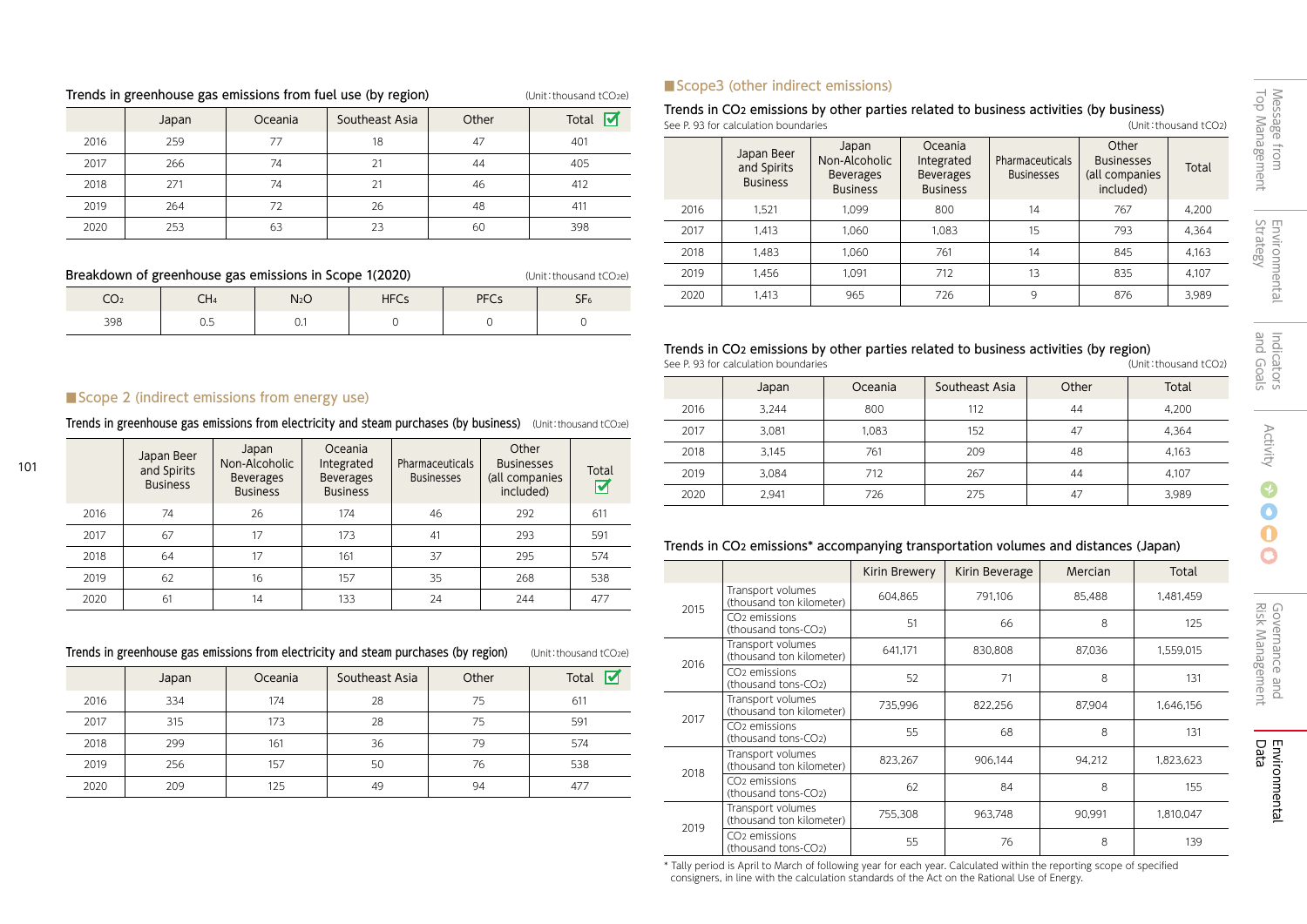### Trends in greenhouse gas emissions from fuel use (by region)

(Unit: thousand $tCO_2e$)

| | Japan | Oceania | Southeast Asia | Other | Total ✓ |
|---|---|---|---|---|---|
| 2016 | 259 | 77 | 18 | 47 | 401 |
| 2017 | 266 | 74 | 21 | 44 | 405 |
| 2018 | 271 | 74 | 21 | 46 | 412 |
| 2019 | 264 | 72 | 26 | 48 | 411 |
| 2020 | 253 | 63 | 23 | 60 | 398 |

### Breakdown of greenhouse gas emissions in Scope 1(2020)

(Unit: thousand $tCO_2e$)

| $CO_2$ | $CH_4$ | $N_2O$ | HFCs | PFCs | $SF_6$ |
|---|---|---|---|---|---|
| 398 | 0.5 | 0.1 | 0 | 0 | 0 |

## Scope 2 (indirect emissions from energy use)

### Trends in greenhouse gas emissions from electricity and steam purchases (by business)

(Unit: thousand $tCO_2e$)

| | Japan Beer and Spirits Business | Japan Non-Alcoholic Beverages Business | Oceania Integrated Beverages Business | Pharmaceuticals Businesses | Other Businesses (all companies included) | Total ✓ |
|---|---|---|---|---|---|---|
| 2016 | 74 | 26 | 174 | 46 | 292 | 611 |
| 2017 | 67 | 17 | 173 | 41 | 293 | 591 |
| 2018 | 64 | 17 | 161 | 37 | 295 | 574 |
| 2019 | 62 | 16 | 157 | 35 | 268 | 538 |
| 2020 | 61 | 14 | 133 | 24 | 244 | 477 |

### Trends in greenhouse gas emissions from electricity and steam purchases (by region)

(Unit: thousand $tCO_2e$)

| | Japan | Oceania | Southeast Asia | Other | Total ✓ |
|---|---|---|---|---|---|
| 2016 | 334 | 174 | 28 | 75 | 611 |
| 2017 | 315 | 173 | 28 | 75 | 591 |
| 2018 | 299 | 161 | 36 | 79 | 574 |
| 2019 | 256 | 157 | 50 | 76 | 538 |
| 2020 | 209 | 125 | 49 | 94 | 477 |

## Scope3 (other indirect emissions)

### Trends in $CO_2$ emissions by other parties related to business activities (by business)

See P. 93 for calculation boundaries (Unit: thousand $tCO_2$)

| | Japan Beer and Spirits Business | Japan Non-Alcoholic Beverages Business | Oceania Integrated Beverages Business | Pharmaceuticals Businesses | Other Businesses (all companies included) | Total |
|---|---|---|---|---|---|---|
| 2016 | 1,521 | 1,099 | 800 | 14 | 767 | 4,200 |
| 2017 | 1,413 | 1,060 | 1,083 | 15 | 793 | 4,364 |
| 2018 | 1,483 | 1,060 | 761 | 14 | 845 | 4,163 |
| 2019 | 1,456 | 1,091 | 712 | 13 | 835 | 4,107 |
| 2020 | 1,413 | 965 | 726 | 9 | 876 | 3,989 |

### Trends in $CO_2$ emissions by other parties related to business activities (by region)

See P. 93 for calculation boundaries (Unit: thousand $tCO_2$)

| | Japan | Oceania | Southeast Asia | Other | Total |
|---|---|---|---|---|---|
| 2016 | 3,244 | 800 | 112 | 44 | 4,200 |
| 2017 | 3,081 | 1,083 | 152 | 47 | 4,364 |
| 2018 | 3,145 | 761 | 209 | 48 | 4,163 |
| 2019 | 3,084 | 712 | 267 | 44 | 4,107 |
| 2020 | 2,941 | 726 | 275 | 47 | 3,989 |

### Trends in $CO_2$ emissions* accompanying transportation volumes and distances (Japan)

| | | Kirin Brewery | Kirin Beverage | Mercian | Total |
|---|---|---|---|---|---|
| 2015 | Transport volumes (thousand ton kilometer) | 604,865 | 791,106 | 85,488 | 1,481,459 |
| | $CO_2$ emissions (thousand tons-$CO_2$) | 51 | 66 | 8 | 125 |
| 2016 | Transport volumes (thousand ton kilometer) | 641,171 | 830,808 | 87,036 | 1,559,015 |
| | $CO_2$ emissions (thousand tons-$CO_2$) | 52 | 71 | 8 | 131 |
| 2017 | Transport volumes (thousand ton kilometer) | 735,996 | 822,256 | 87,904 | 1,646,156 |
| | $CO_2$ emissions (thousand tons-$CO_2$) | 55 | 68 | 8 | 131 |
| 2018 | Transport volumes (thousand ton kilometer) | 823,267 | 906,144 | 94,212 | 1,823,623 |
| | $CO_2$ emissions (thousand tons-$CO_2$) | 62 | 84 | 8 | 155 |
| 2019 | Transport volumes (thousand ton kilometer) | 755,308 | 963,748 | 90,991 | 1,810,047 |
| | $CO_2$ emissions (thousand tons-$CO_2$) | 55 | 76 | 8 | 139 |

* Tally period is April to March of following year for each year. Calculated within the reporting scope of specified consignors, in line with the calculation standards of the Act on the Rational Use of Energy.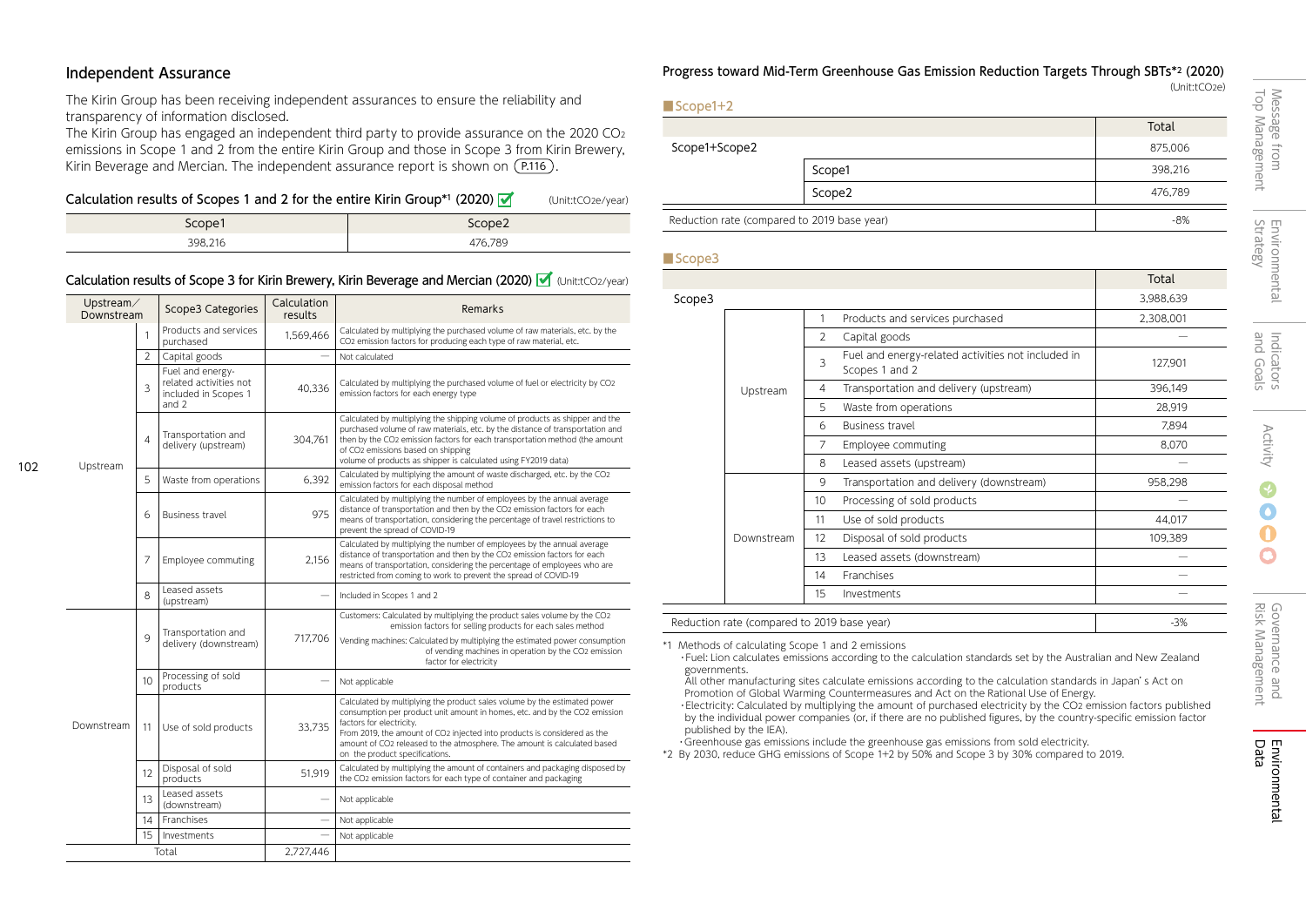## Independent Assurance

The Kirin Group has been receiving independent assurances to ensure the reliability and transparency of information disclosed.
The Kirin Group has engaged an independent third party to provide assurance on the 2020 $CO_2$ emissions in Scope 1 and 2 from the entire Kirin Group and those in Scope 3 from Kirin Brewery, Kirin Beverage and Mercian. The independent assurance report is shown on (P.116).

### Calculation results of Scopes 1 and 2 for the entire Kirin Group*1 (2020)

(Unit:t$CO_2$e/year)

| Scope1 | Scope2 |
|---|---|
| 398,216 | 476,789 |

### Calculation results of Scope 3 for Kirin Brewery, Kirin Beverage and Mercian (2020)

(Unit:t$CO_2$/year)

| Upstream／Downstream | | Scope3 Categories | Calculation results | Remarks |
|---|---|---|---|---|
| Upstream | 1 | Products and services purchased | 1,569,466 | Calculated by multiplying the purchased volume of raw materials, etc. by the $CO_2$ emission factors for producing each type of raw material, etc. |
| | 2 | Capital goods | — | Not calculated |
| | 3 | Fuel and energy-related activities not included in Scopes 1 and 2 | 40,336 | Calculated by multiplying the purchased volume of fuel or electricity by $CO_2$ emission factors for each energy type |
| | 4 | Transportation and delivery (upstream) | 304,761 | Calculated by multiplying the shipping volume of products as shipper and the purchased volume of raw materials, etc. by the distance of transportation and then by the $CO_2$ emission factors for each transportation method (the amount of $CO_2$ emissions based on shipping volume of products as shipper is calculated using FY2019 data) |
| | 5 | Waste from operations | 6,392 | Calculated by multiplying the amount of waste discharged, etc. by the $CO_2$ emission factors for each disposal method |
| | 6 | Business travel | 975 | Calculated by multiplying the number of employees by the annual average distance of transportation and then by the $CO_2$ emission factors for each means of transportation, considering the percentage of travel restrictions to prevent the spread of COVID-19 |
| | 7 | Employee commuting | 2,156 | Calculated by multiplying the number of employees by the annual average distance of transportation and then by the $CO_2$ emission factors for each means of transportation, considering the percentage of employees who are restricted from coming to work to prevent the spread of COVID-19 |
| | 8 | Leased assets (upstream) | — | Included in Scopes 1 and 2 |
| Downstream | 9 | Transportation and delivery (downstream) | 717,706 | Customers: Calculated by multiplying the product sales volume by the $CO_2$ emission factors for selling products for each sales method<br>Vending machines: Calculated by multiplying the estimated power consumption of vending machines in operation by the $CO_2$ emission factor for electricity |
| | 10 | Processing of sold products | — | Not applicable |
| | 11 | Use of sold products | 33,735 | Calculated by multiplying the product sales volume by the estimated power consumption per product unit amount in homes, etc. and by the $CO_2$ emission factors for electricity.<br>From 2019, the amount of $CO_2$ injected into products is considered as the amount of $CO_2$ released to the atmosphere. The amount is calculated based on the product specifications. |
| | 12 | Disposal of sold products | 51,919 | Calculated by multiplying the amount of containers and packaging disposed by the $CO_2$ emission factors for each type of container and packaging |
| | 13 | Leased assets (downstream) | — | Not applicable |
| | 14 | Franchises | — | Not applicable |
| | 15 | Investments | — | Not applicable |
| Total | | | 2,727,446 | |

## Progress toward Mid-Term Greenhouse Gas Emission Reduction Targets Through SBTs*2 (2020)

(Unit:t$CO_2$e)

### Scope1+2

| | | Total |
|---|---|---|
| Scope1+Scope2 | | 875,006 |
| | Scope1 | 398,216 |
| | Scope2 | 476,789 |
| Reduction rate (compared to 2019 base year) | | -8% |

### Scope3

| | | | Total |
|---|---|---|---|
| Scope3 | | | 3,988,639 |
| Upstream | 1 | Products and services purchased | 2,308,001 |
| | 2 | Capital goods | — |
| | 3 | Fuel and energy-related activities not included in Scopes 1 and 2 | 127,901 |
| | 4 | Transportation and delivery (upstream) | 396,149 |
| | 5 | Waste from operations | 28,919 |
| | 6 | Business travel | 7,894 |
| | 7 | Employee commuting | 8,070 |
| | 8 | Leased assets (upstream) | — |
| Downstream | 9 | Transportation and delivery (downstream) | 958,298 |
| | 10 | Processing of sold products | — |
| | 11 | Use of sold products | 44,017 |
| | 12 | Disposal of sold products | 109,389 |
| | 13 | Leased assets (downstream) | — |
| | 14 | Franchises | — |
| | 15 | Investments | — |
| Reduction rate (compared to 2019 base year) | | | -3% |

*1 Methods of calculating Scope 1 and 2 emissions
・Fuel: Lion calculates emissions according to the calculation standards set by the Australian and New Zealand governments.
All other manufacturing sites calculate emissions according to the calculation standards in Japan's Act on Promotion of Global Warming Countermeasures and Act on the Rational Use of Energy.
・Electricity: Calculated by multiplying the amount of purchased electricity by the $CO_2$ emission factors published by the individual power companies (or, if there are no published figures, by the country-specific emission factor published by the IEA).
・Greenhouse gas emissions include the greenhouse gas emissions from sold electricity.
*2 By 2030, reduce GHG emissions of Scope 1+2 by 50% and Scope 3 by 30% compared to 2019.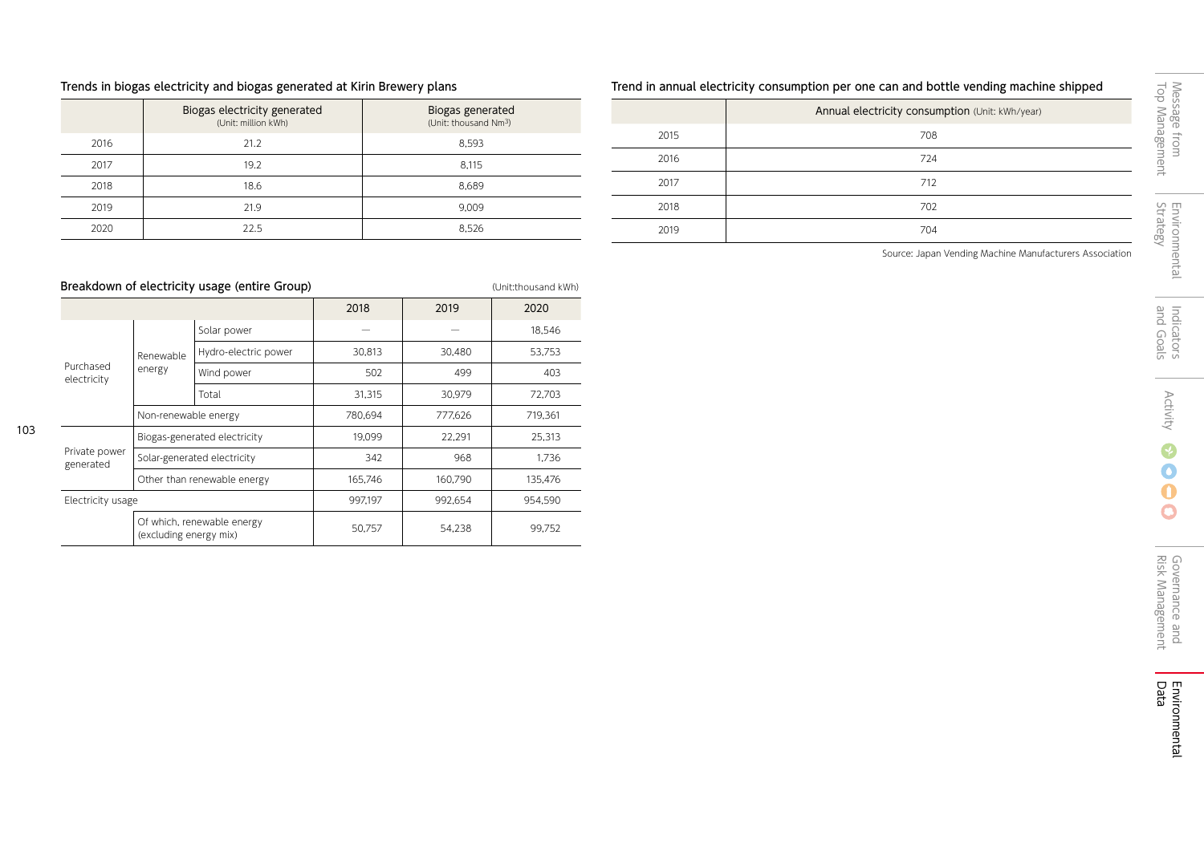## Trends in biogas electricity and biogas generated at Kirin Brewery plans

| | Biogas electricity generated (Unit: million kWh) | Biogas generated (Unit: thousand $Nm^3$) |
|---|---|---|
| 2016 | 21.2 | 8,593 |
| 2017 | 19.2 | 8,115 |
| 2018 | 18.6 | 8,689 |
| 2019 | 21.9 | 9,009 |
| 2020 | 22.5 | 8,526 |

## Breakdown of electricity usage (entire Group)

(Unit:thousand kWh)

| | | | 2018 | 2019 | 2020 |
|---|---|---|---|---|---|
| Purchased electricity | Renewable energy | Solar power | — | — | 18,546 |
| | | Hydro-electric power | 30,813 | 30,480 | 53,753 |
| | | Wind power | 502 | 499 | 403 |
| | | Total | 31,315 | 30,979 | 72,703 |
| | Non-renewable energy | | 780,694 | 777,626 | 719,361 |
| Private power generated | Biogas-generated electricity | | 19,099 | 22,291 | 25,313 |
| | Solar-generated electricity | | 342 | 968 | 1,736 |
| | Other than renewable energy | | 165,746 | 160,790 | 135,476 |
| Electricity usage | | | 997,197 | 992,654 | 954,590 |
| | Of which, renewable energy (excluding energy mix) | | 50,757 | 54,238 | 99,752 |

## Trend in annual electricity consumption per one can and bottle vending machine shipped

| | Annual electricity consumption (Unit: kWh/year) |
|---|---|
| 2015 | 708 |
| 2016 | 724 |
| 2017 | 712 |
| 2018 | 702 |
| 2019 | 704 |

Source: Japan Vending Machine Manufacturers Association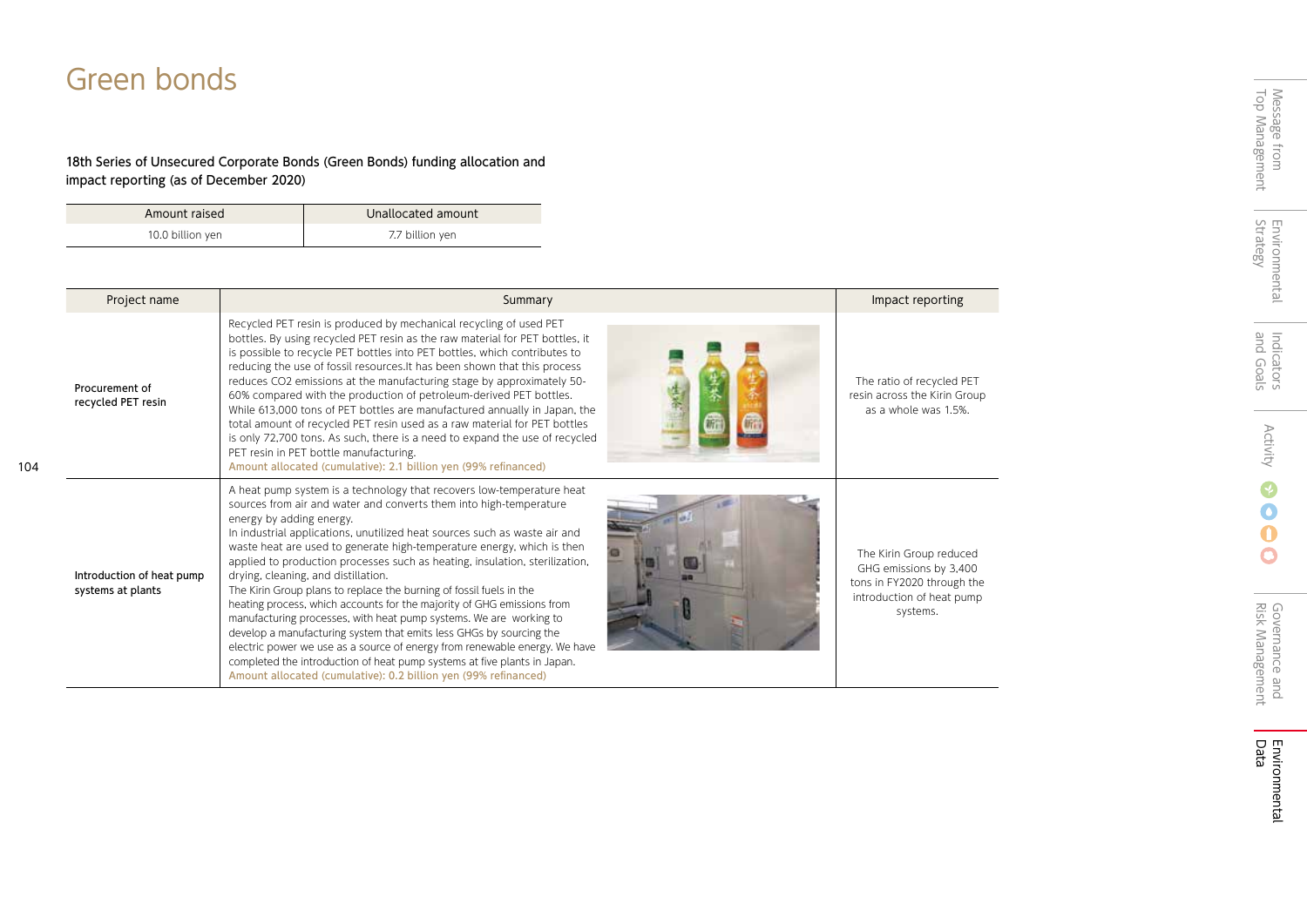# Green bonds

### 18th Series of Unsecured Corporate Bonds (Green Bonds) funding allocation and impact reporting (as of December 2020)

| Amount raised | Unallocated amount |
|---|---|
| 10.0 billion yen | 7.7 billion yen |

| Project name | Summary | Impact reporting |
|---|---|---|
| Procurement of recycled PET resin | Recycled PET resin is produced by mechanical recycling of used PET bottles. By using recycled PET resin as the raw material for PET bottles, it is possible to recycle PET bottles into PET bottles, which contributes to reducing the use of fossil resources.It has been shown that this process reduces $CO_2$ emissions at the manufacturing stage by approximately 50-60% compared with the production of petroleum-derived PET bottles. While 613,000 tons of PET bottles are manufactured annually in Japan, the total amount of recycled PET resin used as a raw material for PET bottles is only 72,700 tons. As such, there is a need to expand the use of recycled PET resin in PET bottle manufacturing.<br>Amount allocated (cumulative): 2.1 billion yen (99% refinanced) | The ratio of recycled PET resin across the Kirin Group as a whole was 1.5%. |
| Introduction of heat pump systems at plants | A heat pump system is a technology that recovers low-temperature heat sources from air and water and converts them into high-temperature energy by adding energy.<br>In industrial applications, unutilized heat sources such as waste air and waste heat are used to generate high-temperature energy, which is then applied to production processes such as heating, insulation, sterilization, drying, cleaning, and distillation.<br>The Kirin Group plans to replace the burning of fossil fuels in the heating process, which accounts for the majority of GHG emissions from manufacturing processes, with heat pump systems. We are working to develop a manufacturing system that emits less GHGs by sourcing the electric power we use as a source of energy from renewable energy. We have completed the introduction of heat pump systems at five plants in Japan.<br>Amount allocated (cumulative): 0.2 billion yen (99% refinanced) | The Kirin Group reduced GHG emissions by 3,400 tons in FY2020 through the introduction of heat pump systems. |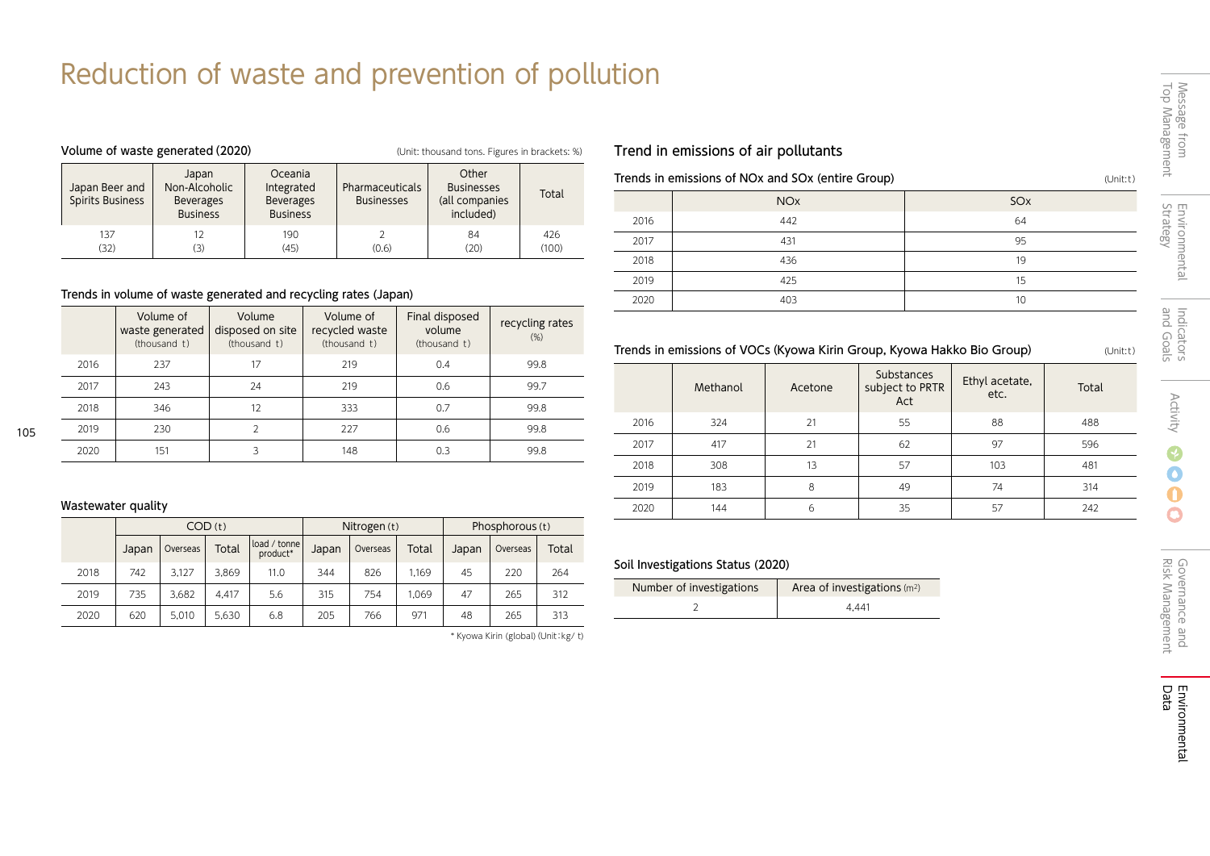# Reduction of waste and prevention of pollution

### Volume of waste generated (2020)

(Unit: thousand tons. Figures in brackets: %)

| Japan Beer and Spirits Business | Japan Non-Alcoholic Beverages Business | Oceania Integrated Beverages Business | Pharmaceuticals Businesses | Other Businesses (all companies included) | Total |
|---|---|---|---|---|---|
| 137 (32) | 12 (3) | 190 (45) | 2 (0.6) | 84 (20) | 426 (100) |

### Trends in volume of waste generated and recycling rates (Japan)

| | Volume of waste generated (thousand t) | Volume disposed on site (thousand t) | Volume of recycled waste (thousand t) | Final disposed volume (thousand t) | recycling rates (%) |
|---|---|---|---|---|---|
| 2016 | 237 | 17 | 219 | 0.4 | 99.8 |
| 2017 | 243 | 24 | 219 | 0.6 | 99.7 |
| 2018 | 346 | 12 | 333 | 0.7 | 99.8 |
| 2019 | 230 | 2 | 227 | 0.6 | 99.8 |
| 2020 | 151 | 3 | 148 | 0.3 | 99.8 |

### Wastewater quality

| | COD (t) | | | | Nitrogen (t) | | | Phosphorous (t) | | |
|---|---|---|---|---|---|---|---|---|---|---|
| | Japan | Overseas | Total | load / tonne product* | Japan | Overseas | Total | Japan | Overseas | Total |
| 2018 | 742 | 3,127 | 3,869 | 11.0 | 344 | 826 | 1,169 | 45 | 220 | 264 |
| 2019 | 735 | 3,682 | 4,417 | 5.6 | 315 | 754 | 1,069 | 47 | 265 | 312 |
| 2020 | 620 | 5,010 | 5,630 | 6.8 | 205 | 766 | 971 | 48 | 265 | 313 |

* Kyowa Kirin (global) (Unit: kg/ t)

## Trend in emissions of air pollutants

### Trends in emissions of NOx and SOx (entire Group)

(Unit: t)

| | NOx | SOx |
|---|---|---|
| 2016 | 442 | 64 |
| 2017 | 431 | 95 |
| 2018 | 436 | 19 |
| 2019 | 425 | 15 |
| 2020 | 403 | 10 |

### Trends in emissions of VOCs (Kyowa Kirin Group, Kyowa Hakko Bio Group)

(Unit: t)

| | Methanol | Acetone | Substances subject to PRTR Act | Ethyl acetate, etc. | Total |
|---|---|---|---|---|---|
| 2016 | 324 | 21 | 55 | 88 | 488 |
| 2017 | 417 | 21 | 62 | 97 | 596 |
| 2018 | 308 | 13 | 57 | 103 | 481 |
| 2019 | 183 | 8 | 49 | 74 | 314 |
| 2020 | 144 | 6 | 35 | 57 | 242 |

### Soil Investigations Status (2020)

| Number of investigations | Area of investigations ($m^2$) |
|---|---|
| 2 | 4,441 |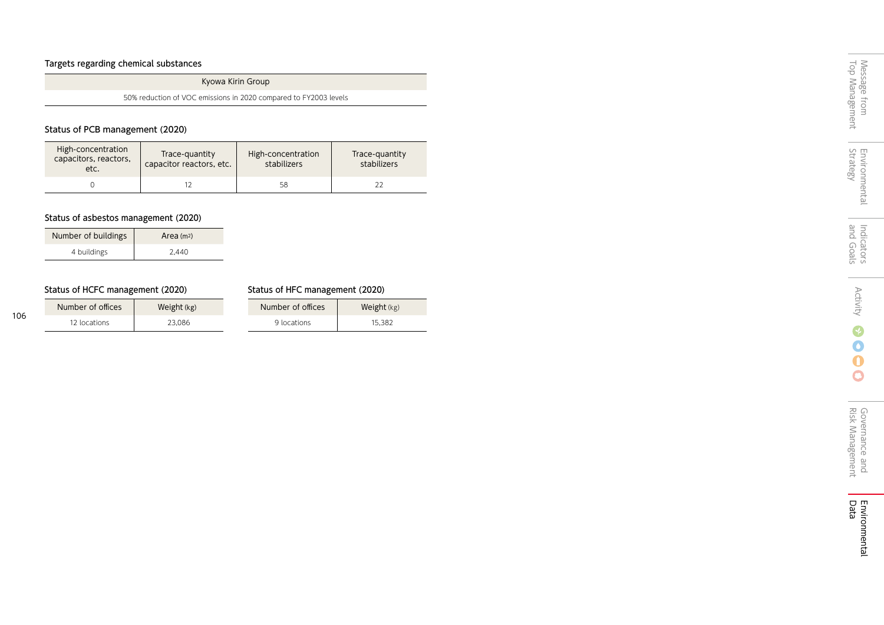### Targets regarding chemical substances

| Kyowa Kirin Group |
|---|
| 50% reduction of VOC emissions in 2020 compared to FY2003 levels |

### Status of PCB management (2020)

| High-concentration capacitors, reactors, etc. | Trace-quantity capacitor reactors, etc. | High-concentration stabilizers | Trace-quantity stabilizers |
|---|---|---|---|
| 0 | 12 | 58 | 22 |

### Status of asbestos management (2020)

| Number of buildings | Area ($m^2$) |
|---|---|
| 4 buildings | 2,440 |

### Status of HCFC management (2020)

| Number of offices | Weight (kg) |
|---|---|
| 12 locations | 23,086 |

### Status of HFC management (2020)

| Number of offices | Weight (kg) |
|---|---|
| 9 locations | 15,382 |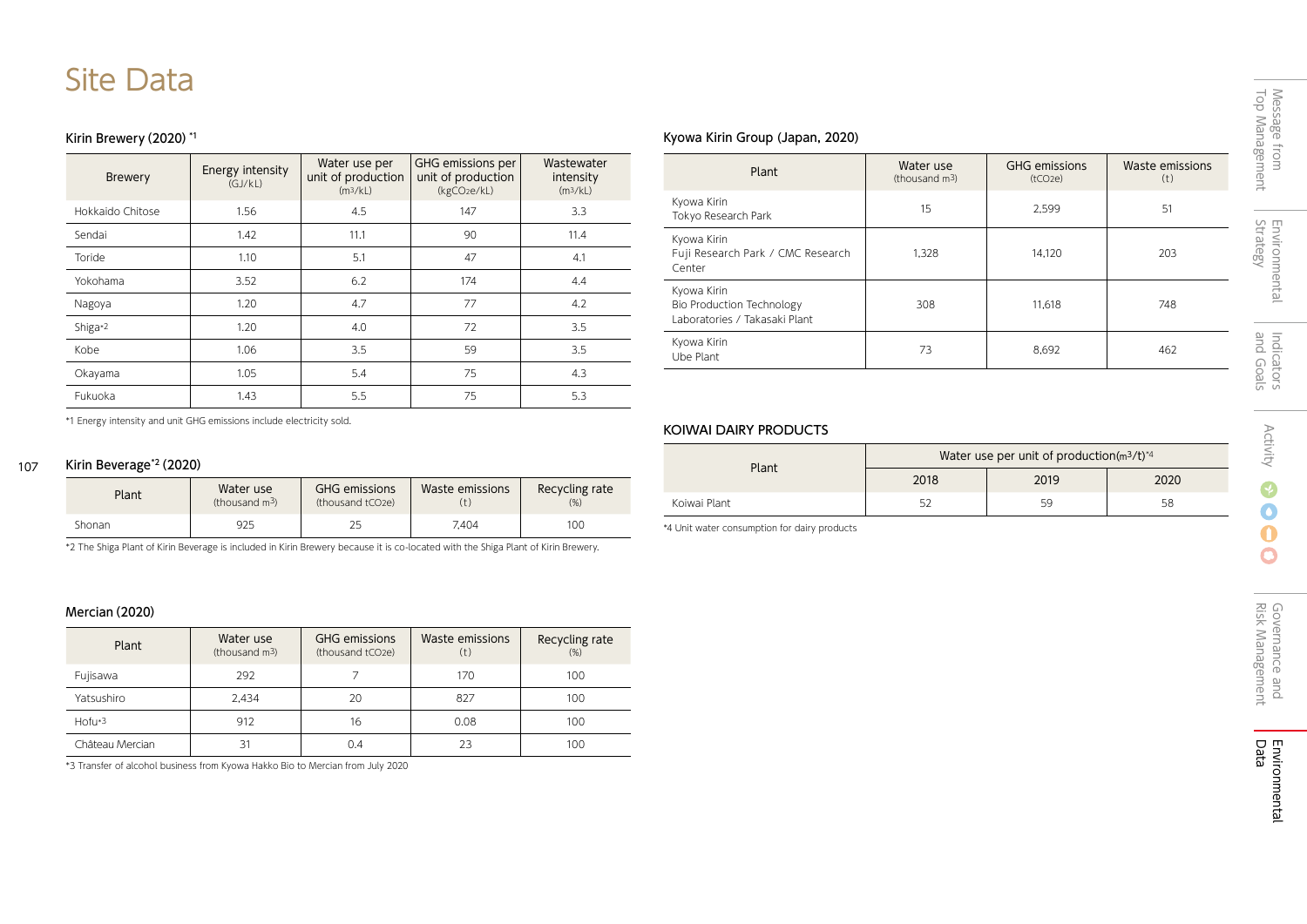# Site Data

### Kirin Brewery (2020) [*1]

| Brewery | Energy intensity (GJ/kL) | Water use per unit of production ($m^3$/kL) | GHG emissions per unit of production ($kgCO_2e$/kL) | Wastewater intensity ($m^3$/kL) |
|---|---|---|---|---|
| Hokkaido Chitose | 1.56 | 4.5 | 147 | 3.3 |
| Sendai | 1.42 | 11.1 | 90 | 11.4 |
| Toride | 1.10 | 5.1 | 47 | 4.1 |
| Yokohama | 3.52 | 6.2 | 174 | 4.4 |
| Nagoya | 1.20 | 4.7 | 77 | 4.2 |
| Shiga[*2] | 1.20 | 4.0 | 72 | 3.5 |
| Kobe | 1.06 | 3.5 | 59 | 3.5 |
| Okayama | 1.05 | 5.4 | 75 | 4.3 |
| Fukuoka | 1.43 | 5.5 | 75 | 5.3 |

*1 Energy intensity and unit GHG emissions include electricity sold.

### Kirin Beverage[*2] (2020)

| Plant | Water use (thousand $m^3$) | GHG emissions (thousand $tCO_2e$) | Waste emissions (t) | Recycling rate (%) |
|---|---|---|---|---|
| Shonan | 925 | 25 | 7,404 | 100 |

*2 The Shiga Plant of Kirin Beverage is included in Kirin Brewery because it is co-located with the Shiga Plant of Kirin Brewery.

### Mercian (2020)

| Plant | Water use (thousand $m^3$) | GHG emissions (thousand $tCO_2e$) | Waste emissions (t) | Recycling rate (%) |
|---|---|---|---|---|
| Fujisawa | 292 | 7 | 170 | 100 |
| Yatsushiro | 2,434 | 20 | 827 | 100 |
| Hofu[*3] | 912 | 16 | 0.08 | 100 |
| Château Mercian | 31 | 0.4 | 23 | 100 |

*3 Transfer of alcohol business from Kyowa Hakko Bio to Mercian from July 2020

### Kyowa Kirin Group (Japan, 2020)

| Plant | Water use (thousand $m^3$) | GHG emissions ($tCO_2e$) | Waste emissions (t) |
|---|---|---|---|
| Kyowa Kirin Tokyo Research Park | 15 | 2,599 | 51 |
| Kyowa Kirin Fuji Research Park / CMC Research Center | 1,328 | 14,120 | 203 |
| Kyowa Kirin Bio Production Technology Laboratories / Takasaki Plant | 308 | 11,618 | 748 |
| Kyowa Kirin Ube Plant | 73 | 8,692 | 462 |

### KOIWAI DAIRY PRODUCTS

| Plant | Water use per unit of production($m^3$/t)[*4] | | |
|---|---|---|---|
| | 2018 | 2019 | 2020 |
| Koiwai Plant | 52 | 59 | 58 |

*4 Unit water consumption for dairy products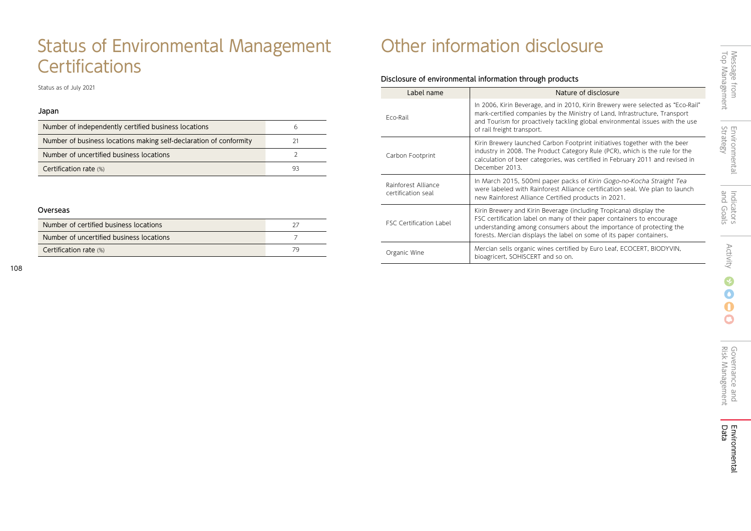# Status of Environmental Management Certifications

Status as of July 2021

### Japan

| Item | Value |
|---|---|
| Number of independently certified business locations | 6 |
| Number of business locations making self-declaration of conformity | 21 |
| Number of uncertified business locations | 2 |
| Certification rate (%) | 93 |

### Overseas

| Item | Value |
|---|---|
| Number of certified business locations | 27 |
| Number of uncertified business locations | 7 |
| Certification rate (%) | 79 |

# Other information disclosure

### Disclosure of environmental information through products

| Label name | Nature of disclosure |
|---|---|
| Eco-Rail | In 2006, Kirin Beverage, and in 2010, Kirin Brewery were selected as "Eco-Rail" mark-certified companies by the Ministry of Land, Infrastructure, Transport and Tourism for proactively tackling global environmental issues with the use of rail freight transport. |
| Carbon Footprint | Kirin Brewery launched Carbon Footprint initiatives together with the beer industry in 2008. The Product Category Rule (PCR), which is the rule for the calculation of beer categories, was certified in February 2011 and revised in December 2013. |
| Rainforest Alliance certification seal | In March 2015, 500ml paper packs of *Kirin Gogo-no-Kocha Straight Tea* were labeled with Rainforest Alliance certification seal. We plan to launch new Rainforest Alliance Certified products in 2021. |
| FSC Certification Label | Kirin Brewery and Kirin Beverage (including Tropicana) display the FSC certification label on many of their paper containers to encourage understanding among consumers about the importance of protecting the forests. Mercian displays the label on some of its paper containers. |
| Organic Wine | Mercian sells organic wines certified by Euro Leaf, ECOCERT, BIODYVIN, bioagricert, SOHISCERT and so on. |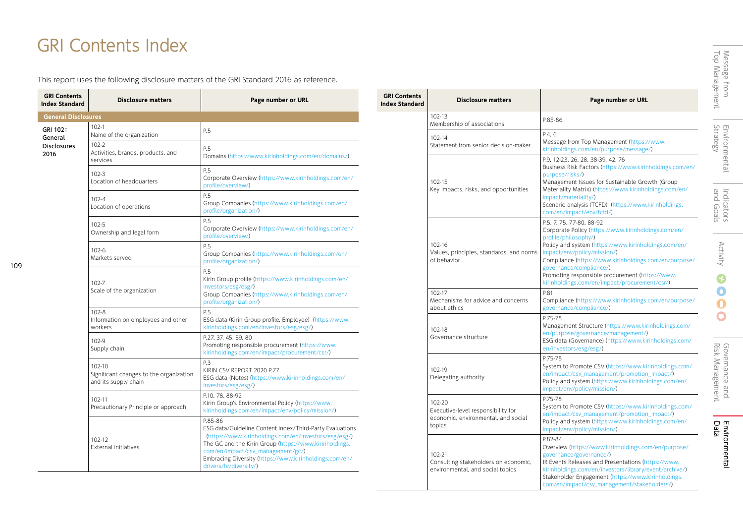# GRI Contents Index

This report uses the following disclosure matters of the GRI Standard 2016 as reference.

| GRI Contents Index Standard | Disclosure matters | Page number or URL |
|---|---|---|
| **General Disclosures** | | |
| GRI 102: General Disclosures 2016 | 102-1 Name of the organization | P.5 |
| | 102-2 Activities, brands, products, and services | P.5 Domains (https://www.kirinholdings.com/en/domains/) |
| | 102-3 Location of headquarters | P.5 Corporate Overview (https://www.kirinholdings.com/en/profile/overview/) |
| | 102-4 Location of operations | P.5 Group Companies (https://www.kirinholdings.com/en/profile/organization/) |
| | 102-5 Ownership and legal form | P.5 Corporate Overview (https://www.kirinholdings.com/en/profile/overview/) |
| | 102-6 Markets served | P.5 Group Companies (https://www.kirinholdings.com/en/profile/organization/) |
| | 102-7 Scale of the organization | P.5 Kirin Group profile (https://www.kirinholdings.com/en/investors/esg/esg/) Group Companies (https://www.kirinholdings.com/en/profile/organization/) |
| | 102-8 Information on employees and other workers | P.5 ESG data (Kirin Group profile, Employee) (https://www.kirinholdings.com/en/investors/esg/esg/) |
| | 102-9 Supply chain | P.27, 37, 45, 59, 80 Promoting responsible procurement (https://www.kirinholdings.com/en/impact/procurement/csr/) |
| | 102-10 Significant changes to the organization and its supply chain | P.3 KIRIN CSV REPORT 2020 P.77 ESG data (Notes) (https://www.kirinholdings.com/en/investors/esg/esg/) |
| | 102-11 Precautionary Principle or approach | P.10, 78, 88-92 Kirin Group's Environmental Policy (https://www.kirinholdings.com/en/impact/env/policy/mission/) |
| | 102-12 External initiatives | P.85-86 ESG data/Guideline Content Index/Third-Party Evaluations (https://www.kirinholdings.com/en/investors/esg/esg/) The GC and the Kirin Group (https://www.kirinholdings.com/en/impact/csv_management/gc/) Embracing Diversity (https://www.kirinholdings.com/en/drivers/hr/diversity/) |
| | 102-13 Membership of associations | P.85-86 |
| | 102-14 Statement from senior decision-maker | P.4, 6 Message from Top Management (https://www.kirinholdings.com/en/purpose/message/) |
| | 102-15 Key impacts, risks, and opportunities | P.9, 12-23, 26, 28, 38-39, 42, 76 Business Risk Factors (https://www.kirinholdings.com/en/purpose/risks/) Management Issues for Sustainable Growth (Group Materiality Matrix) (https://www.kirinholdings.com/en/impact/materiality/) Scenario analysis (TCFD) (https://www.kirinholdings.com/en/impact/env/tcfd/) |
| | 102-16 Values, principles, standards, and norms of behavior | P.5, 7, 75, 77-80, 88-92 Corporate Policy (https://www.kirinholdings.com/en/profile/philosophy/) Policy and system (https://www.kirinholdings.com/en/impact/env/policy/mission/) Compliance (https://www.kirinholdings.com/en/purpose/governance/compliance/) Promoting responsible procurement (https://www.kirinholdings.com/en/impact/procurement/csr/) |
| | 102-17 Mechanisms for advice and concerns about ethics | P.81 Compliance (https://www.kirinholdings.com/en/purpose/governance/compliance/) |
| | 102-18 Governance structure | P.75-78 Management Structure (https://www.kirinholdings.com/en/purpose/governance/management/) ESG data (Governance) (https://www.kirinholdings.com/en/investors/esg/esg/) |
| | 102-19 Delegating authority | P.75-78 System to Promote CSV (https://www.kirinholdings.com/en/impact/csv_management/promotion_impact/) Policy and system (https://www.kirinholdings.com/en/impact/env/policy/mission/) |
| | 102-20 Executive-level responsibility for economic, environmental, and social topics | P.75-78 System to Promote CSV (https://www.kirinholdings.com/en/impact/csv_management/promotion_impact/) Policy and system (https://www.kirinholdings.com/en/impact/env/policy/mission/) |
| | 102-21 Consulting stakeholders on economic, environmental, and social topics | P.82-84 Overview (https://www.kirinholdings.com/en/purpose/governance/governance/) IR Events Releases and Presentations (https://www.kirinholdings.com/en/investors/library/event/archive/) Stakeholder Engagement (https://www.kirinholdings.com/en/impact/csv_management/stakeholders/) |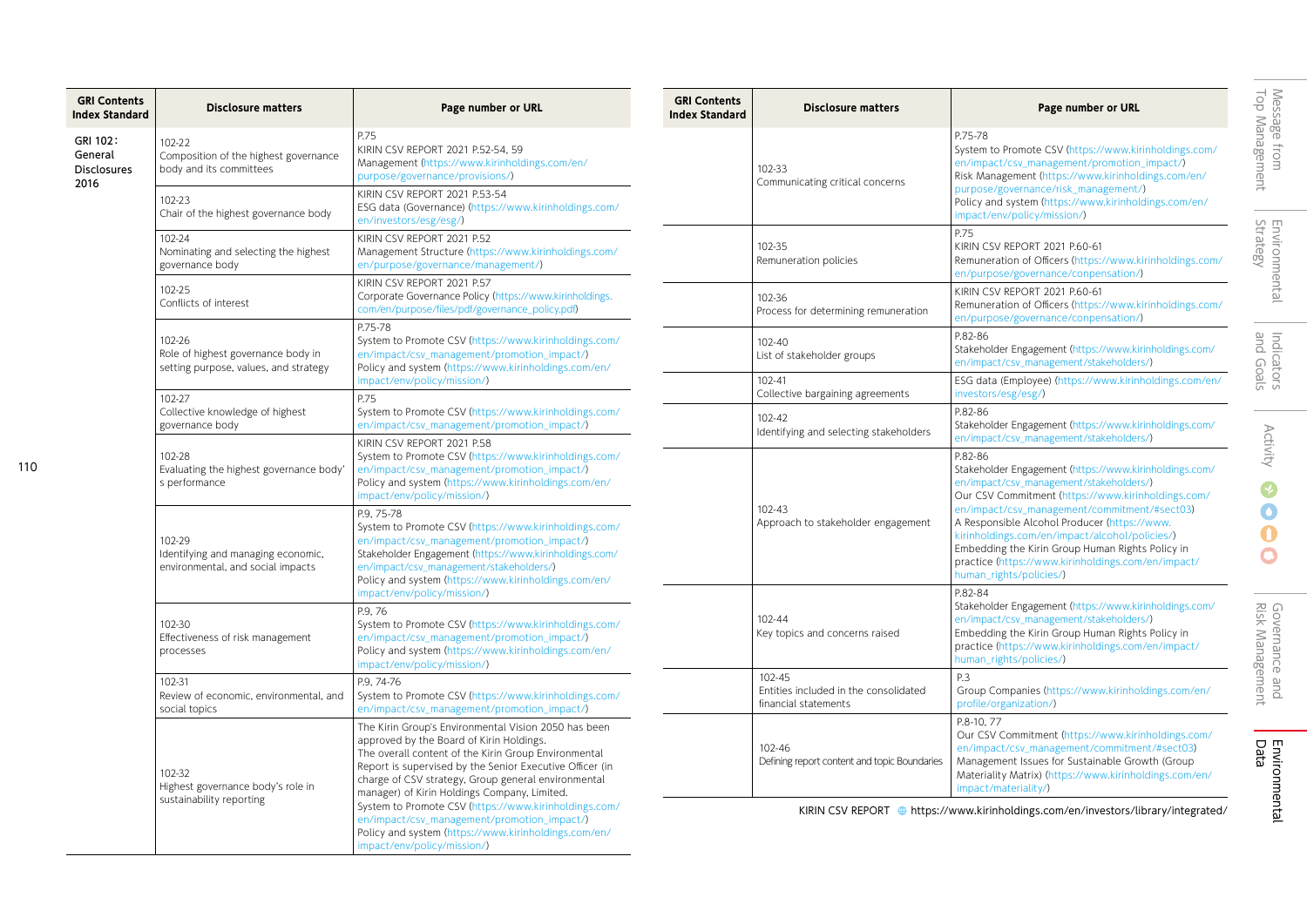| GRI Contents Index Standard | Disclosure matters | Page number or URL |
|---|---|---|
| GRI 102： General Disclosures 2016 | 102-22<br>Composition of the highest governance body and its committees | P.75<br>KIRIN CSV REPORT 2021 P.52-54, 59<br>Management (https://www.kirinholdings.com/en/purpose/governance/provisions/) |
| | 102-23<br>Chair of the highest governance body | KIRIN CSV REPORT 2021 P.53-54<br>ESG data (Governance) (https://www.kirinholdings.com/en/investors/esg/esg/) |
| | 102-24<br>Nominating and selecting the highest governance body | KIRIN CSV REPORT 2021 P.52<br>Management Structure (https://www.kirinholdings.com/en/purpose/governance/management/) |
| | 102-25<br>Conflicts of interest | KIRIN CSV REPORT 2021 P.57<br>Corporate Governance Policy (https://www.kirinholdings.com/en/purpose/files/pdf/governance_policy.pdf) |
| | 102-26<br>Role of highest governance body in setting purpose, values, and strategy | P.75-78<br>System to Promote CSV (https://www.kirinholdings.com/en/impact/csv_management/promotion_impact/)<br>Policy and system (https://www.kirinholdings.com/en/impact/env/policy/mission/) |
| | 102-27<br>Collective knowledge of highest governance body | P.75<br>System to Promote CSV (https://www.kirinholdings.com/en/impact/csv_management/promotion_impact/) |
| | 102-28<br>Evaluating the highest governance body' s performance | KIRIN CSV REPORT 2021 P.58<br>System to Promote CSV (https://www.kirinholdings.com/en/impact/csv_management/promotion_impact/)<br>Policy and system (https://www.kirinholdings.com/en/impact/env/policy/mission/) |
| | 102-29<br>Identifying and managing economic, environmental, and social impacts | P.9, 75-78<br>System to Promote CSV (https://www.kirinholdings.com/en/impact/csv_management/promotion_impact/)<br>Stakeholder Engagement (https://www.kirinholdings.com/en/impact/csv_management/stakeholders/)<br>Policy and system (https://www.kirinholdings.com/en/impact/env/policy/mission/) |
| | 102-30<br>Effectiveness of risk management processes | P.9, 76<br>System to Promote CSV (https://www.kirinholdings.com/en/impact/csv_management/promotion_impact/)<br>Policy and system (https://www.kirinholdings.com/en/impact/env/policy/mission/) |
| | 102-31<br>Review of economic, environmental, and social topics | P.9, 74-76<br>System to Promote CSV (https://www.kirinholdings.com/en/impact/csv_management/promotion_impact/) |
| | 102-32<br>Highest governance body's role in sustainability reporting | The Kirin Group's Environmental Vision 2050 has been approved by the Board of Kirin Holdings.<br>The overall content of the Kirin Group Environmental Report is supervised by the Senior Executive Officer (in charge of CSV strategy, Group general environmental manager) of Kirin Holdings Company, Limited.<br>System to Promote CSV (https://www.kirinholdings.com/en/impact/csv_management/promotion_impact/)<br>Policy and system (https://www.kirinholdings.com/en/impact/env/policy/mission/) |
| | 102-33<br>Communicating critical concerns | P.75-78<br>System to Promote CSV (https://www.kirinholdings.com/en/impact/csv_management/promotion_impact/)<br>Risk Management (https://www.kirinholdings.com/en/purpose/governance/risk_management/)<br>Policy and system (https://www.kirinholdings.com/en/impact/env/policy/mission/) |
| | 102-35<br>Remuneration policies | P.75<br>KIRIN CSV REPORT 2021 P.60-61<br>Remuneration of Officers (https://www.kirinholdings.com/en/purpose/governance/conpensation/) |
| | 102-36<br>Process for determining remuneration | KIRIN CSV REPORT 2021 P.60-61<br>Remuneration of Officers (https://www.kirinholdings.com/en/purpose/governance/conpensation/) |
| | 102-40<br>List of stakeholder groups | P.82-86<br>Stakeholder Engagement (https://www.kirinholdings.com/en/impact/csv_management/stakeholders/) |
| | 102-41<br>Collective bargaining agreements | ESG data (Employee) (https://www.kirinholdings.com/en/investors/esg/esg/) |
| | 102-42<br>Identifying and selecting stakeholders | P.82-86<br>Stakeholder Engagement (https://www.kirinholdings.com/en/impact/csv_management/stakeholders/) |
| | 102-43<br>Approach to stakeholder engagement | P.82-86<br>Stakeholder Engagement (https://www.kirinholdings.com/en/impact/csv_management/stakeholders/)<br>Our CSV Commitment (https://www.kirinholdings.com/en/impact/csv_management/commitment/#sect03)<br>A Responsible Alcohol Producer (https://www.kirinholdings.com/en/impact/alcohol/policies/)<br>Embedding the Kirin Group Human Rights Policy in practice (https://www.kirinholdings.com/en/impact/human_rights/policies/) |
| | 102-44<br>Key topics and concerns raised | P.82-84<br>Stakeholder Engagement (https://www.kirinholdings.com/en/impact/csv_management/stakeholders/)<br>Embedding the Kirin Group Human Rights Policy in practice (https://www.kirinholdings.com/en/impact/human_rights/policies/) |
| | 102-45<br>Entities included in the consolidated financial statements | P.3<br>Group Companies (https://www.kirinholdings.com/en/profile/organization/) |
| | 102-46<br>Defining report content and topic Boundaries | P.8-10, 77<br>Our CSV Commitment (https://www.kirinholdings.com/en/impact/csv_management/commitment/#sect03)<br>Management Issues for Sustainable Growth (Group Materiality Matrix) (https://www.kirinholdings.com/en/impact/materiality/) |

KIRIN CSV REPORT https://www.kirinholdings.com/en/investors/library/integrated/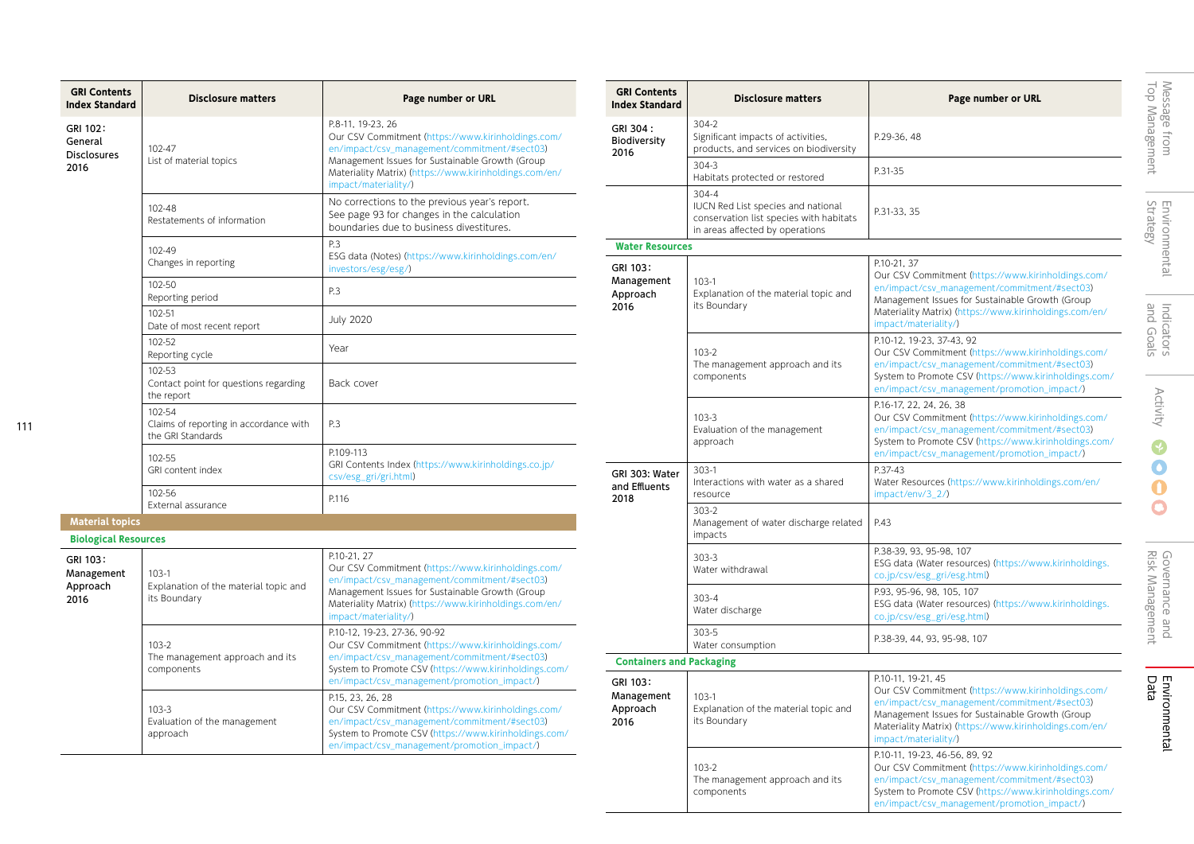| GRI Contents Index Standard | Disclosure matters | Page number or URL |
|---|---|---|
| GRI 102: General Disclosures 2016 | 102-47 List of material topics | P.8-11, 19-23, 26 Our CSV Commitment (https://www.kirinholdings.com/en/impact/csv_management/commitment/#sect03) Management Issues for Sustainable Growth (Group Materiality Matrix) (https://www.kirinholdings.com/en/impact/materiality/) |
| | 102-48 Restatements of information | No corrections to the previous year's report. See page 93 for changes in the calculation boundaries due to business divestitures. |
| | 102-49 Changes in reporting | P.3 ESG data (Notes) (https://www.kirinholdings.com/en/investors/esg/esg/) |
| | 102-50 Reporting period | P.3 |
| | 102-51 Date of most recent report | July 2020 |
| | 102-52 Reporting cycle | Year |
| | 102-53 Contact point for questions regarding the report | Back cover |
| | 102-54 Claims of reporting in accordance with the GRI Standards | P.3 |
| | 102-55 GRI content index | P.109-113 GRI Contents Index (https://www.kirinholdings.co.jp/csv/esg_gri/gri.html) |
| | 102-56 External assurance | P.116 |
| **Material topics** | | |
| **Biological Resources** | | |
| GRI 103: Management Approach 2016 | 103-1 Explanation of the material topic and its Boundary | P.10-21, 27 Our CSV Commitment (https://www.kirinholdings.com/en/impact/csv_management/commitment/#sect03) Management Issues for Sustainable Growth (Group Materiality Matrix) (https://www.kirinholdings.com/en/impact/materiality/) |
| | 103-2 The management approach and its components | P.10-12, 19-23, 27-36, 90-92 Our CSV Commitment (https://www.kirinholdings.com/en/impact/csv_management/commitment/#sect03) System to Promote CSV (https://www.kirinholdings.com/en/impact/csv_management/promotion_impact/) |
| | 103-3 Evaluation of the management approach | P.15, 23, 26, 28 Our CSV Commitment (https://www.kirinholdings.com/en/impact/csv_management/commitment/#sect03) System to Promote CSV (https://www.kirinholdings.com/en/impact/csv_management/promotion_impact/) |
| GRI 304 : Biodiversity 2016 | 304-2 Significant impacts of activities, products, and services on biodiversity | P.29-36, 48 |
| | 304-3 Habitats protected or restored | P.31-35 |
| | 304-4 IUCN Red List species and national conservation list species with habitats in areas affected by operations | P.31-33, 35 |
| **Water Resources** | | |
| GRI 103: Management Approach 2016 | 103-1 Explanation of the material topic and its Boundary | P.10-21, 37 Our CSV Commitment (https://www.kirinholdings.com/en/impact/csv_management/commitment/#sect03) Management Issues for Sustainable Growth (Group Materiality Matrix) (https://www.kirinholdings.com/en/impact/materiality/) |
| | 103-2 The management approach and its components | P.10-12, 19-23, 37-43, 92 Our CSV Commitment (https://www.kirinholdings.com/en/impact/csv_management/commitment/#sect03) System to Promote CSV (https://www.kirinholdings.com/en/impact/csv_management/promotion_impact/) |
| | 103-3 Evaluation of the management approach | P.16-17, 22, 24, 26, 38 Our CSV Commitment (https://www.kirinholdings.com/en/impact/csv_management/commitment/#sect03) System to Promote CSV (https://www.kirinholdings.com/en/impact/csv_management/promotion_impact/) |
| GRI 303: Water and Effluents 2018 | 303-1 Interactions with water as a shared resource | P.37-43 Water Resources (https://www.kirinholdings.com/en/impact/env/3_2/) |
| | 303-2 Management of water discharge related impacts | P.43 |
| | 303-3 Water withdrawal | P.38-39, 93, 95-98, 107 ESG data (Water resources) (https://www.kirinholdings.co.jp/csv/esg_gri/esg.html) |
| | 303-4 Water discharge | P.93, 95-96, 98, 105, 107 ESG data (Water resources) (https://www.kirinholdings.co.jp/csv/esg_gri/esg.html) |
| | 303-5 Water consumption | P.38-39, 44, 93, 95-98, 107 |
| **Containers and Packaging** | | |
| GRI 103: Management Approach 2016 | 103-1 Explanation of the material topic and its Boundary | P.10-11, 19-21, 45 Our CSV Commitment (https://www.kirinholdings.com/en/impact/csv_management/commitment/#sect03) Management Issues for Sustainable Growth (Group Materiality Matrix) (https://www.kirinholdings.com/en/impact/materiality/) |
| | 103-2 The management approach and its components | P.10-11, 19-23, 46-56, 89, 92 Our CSV Commitment (https://www.kirinholdings.com/en/impact/csv_management/commitment/#sect03) System to Promote CSV (https://www.kirinholdings.com/en/impact/csv_management/promotion_impact/) |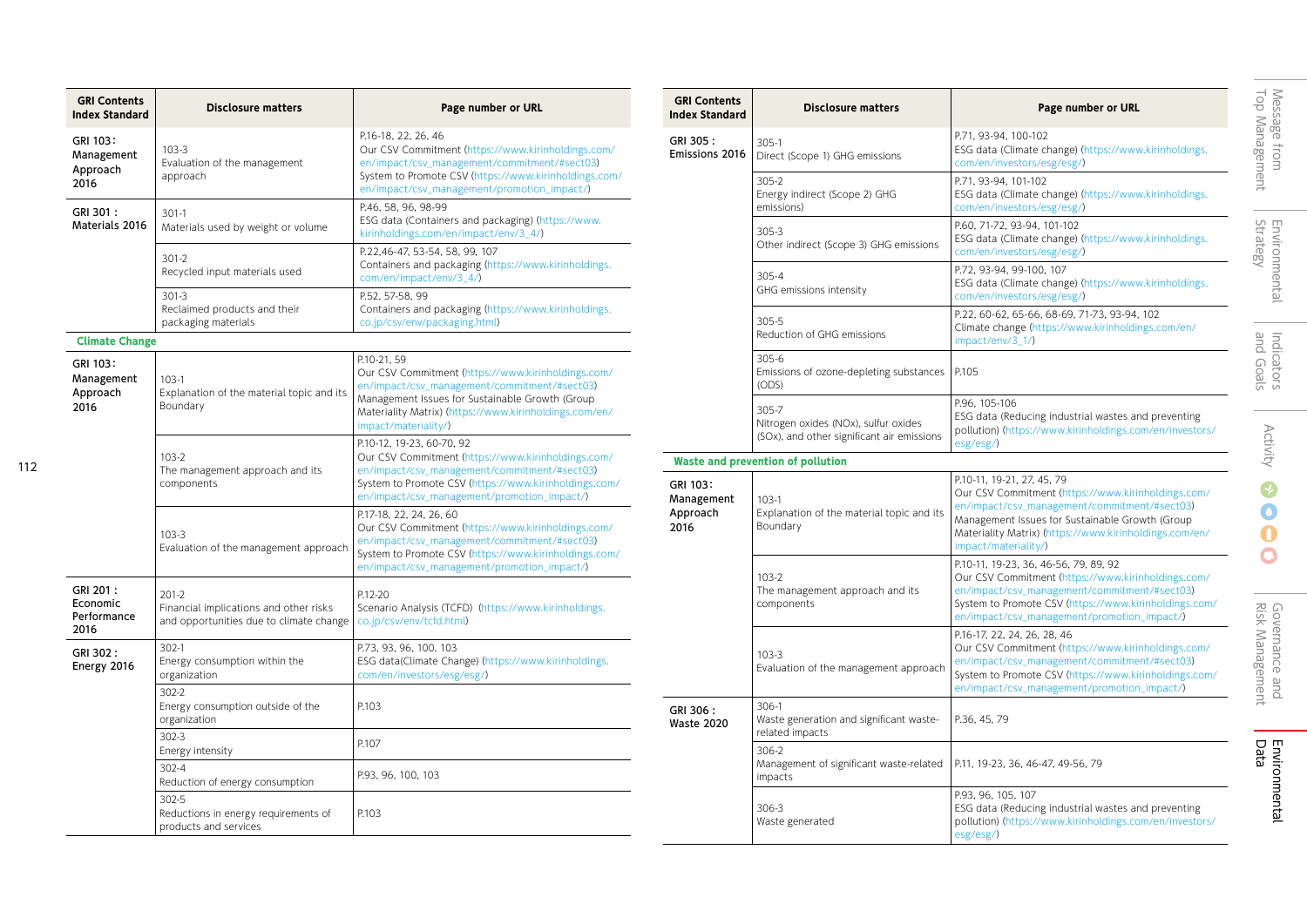| GRI Contents Index Standard | Disclosure matters | Page number or URL |
|---|---|---|
| GRI 103 : Management Approach 2016 | 103-3<br>Evaluation of the management approach | P.16-18, 22, 26, 46<br>Our CSV Commitment (https://www.kirinholdings.com/en/impact/csv_management/commitment/#sect03)<br>System to Promote CSV (https://www.kirinholdings.com/en/impact/csv_management/promotion_impact/) |
| GRI 301 : Materials 2016 | 301-1<br>Materials used by weight or volume | P.46, 58, 96, 98-99<br>ESG data (Containers and packaging) (https://www.kirinholdings.com/en/impact/env/3_4/) |
| | 301-2<br>Recycled input materials used | P.22,46-47, 53-54, 58, 99, 107<br>Containers and packaging (https://www.kirinholdings.com/en/impact/env/3_4/) |
| | 301-3<br>Reclaimed products and their packaging materials | P.52, 57-58, 99<br>Containers and packaging (https://www.kirinholdings.co.jp/csv/env/packaging.html) |
| **Climate Change** | | |
| GRI 103 : Management Approach 2016 | 103-1<br>Explanation of the material topic and its Boundary | P.10-21, 59<br>Our CSV Commitment (https://www.kirinholdings.com/en/impact/csv_management/commitment/#sect03)<br>Management Issues for Sustainable Growth (Group Materiality Matrix) (https://www.kirinholdings.com/en/impact/materiality/) |
| | 103-2<br>The management approach and its components | P.10-12, 19-23, 60-70, 92<br>Our CSV Commitment (https://www.kirinholdings.com/en/impact/csv_management/commitment/#sect03)<br>System to Promote CSV (https://www.kirinholdings.com/en/impact/csv_management/promotion_impact/) |
| | 103-3<br>Evaluation of the management approach | P.17-18, 22, 24, 26, 60<br>Our CSV Commitment (https://www.kirinholdings.com/en/impact/csv_management/commitment/#sect03)<br>System to Promote CSV (https://www.kirinholdings.com/en/impact/csv_management/promotion_impact/) |
| GRI 201 : Economic Performance 2016 | 201-2<br>Financial implications and other risks and opportunities due to climate change | P.12-20<br>Scenario Analysis (TCFD) (https://www.kirinholdings.co.jp/csv/env/tcfd.html) |
| GRI 302 : Energy 2016 | 302-1<br>Energy consumption within the organization | P.73, 93, 96, 100, 103<br>ESG data(Climate Change) (https://www.kirinholdings.com/en/investors/esg/esg/) |
| | 302-2<br>Energy consumption outside of the organization | P.103 |
| | 302-3<br>Energy intensity | P.107 |
| | 302-4<br>Reduction of energy consumption | P.93, 96, 100, 103 |
| | 302-5<br>Reductions in energy requirements of products and services | P.103 |

| GRI Contents Index Standard | Disclosure matters | Page number or URL |
|---|---|---|
| GRI 305 : Emissions 2016 | 305-1<br>Direct (Scope 1) GHG emissions | P.71, 93-94, 100-102<br>ESG data (Climate change) (https://www.kirinholdings.com/en/investors/esg/esg/) |
| | 305-2<br>Energy indirect (Scope 2) GHG emissions | P.71, 93-94, 101-102<br>ESG data (Climate change) (https://www.kirinholdings.com/en/investors/esg/esg/) |
| | 305-3<br>Other indirect (Scope 3) GHG emissions | P.60, 71-72, 93-94, 101-102<br>ESG data (Climate change) (https://www.kirinholdings.com/en/investors/esg/esg/) |
| | 305-4<br>GHG emissions intensity | P.72, 93-94, 99-100, 107<br>ESG data (Climate change) (https://www.kirinholdings.com/en/investors/esg/esg/) |
| | 305-5<br>Reduction of GHG emissions | P.22, 60-62, 65-66, 68-69, 71-73, 93-94, 102<br>Climate change (https://www.kirinholdings.com/en/impact/env/3_1/) |
| | 305-6<br>Emissions of ozone-depleting substances (ODS) | P.105 |
| | 305-7<br>Nitrogen oxides (NOx), sulfur oxides (SOx), and other significant air emissions | P.96, 105-106<br>ESG data (Reducing industrial wastes and preventing pollution) (https://www.kirinholdings.com/en/investors/esg/esg/) |
| **Waste and prevention of pollution** | | |
| GRI 103 : Management Approach 2016 | 103-1<br>Explanation of the material topic and its Boundary | P.10-11, 19-21, 27, 45, 79<br>Our CSV Commitment (https://www.kirinholdings.com/en/impact/csv_management/commitment/#sect03)<br>Management Issues for Sustainable Growth (Group Materiality Matrix) (https://www.kirinholdings.com/en/impact/materiality/) |
| | 103-2<br>The management approach and its components | P.10-11, 19-23, 36, 46-56, 79, 89, 92<br>Our CSV Commitment (https://www.kirinholdings.com/en/impact/csv_management/commitment/#sect03)<br>System to Promote CSV (https://www.kirinholdings.com/en/impact/csv_management/promotion_impact/) |
| | 103-3<br>Evaluation of the management approach | P.16-17, 22, 24, 26, 28, 46<br>Our CSV Commitment (https://www.kirinholdings.com/en/impact/csv_management/commitment/#sect03)<br>System to Promote CSV (https://www.kirinholdings.com/en/impact/csv_management/promotion_impact/) |
| GRI 306 : Waste 2020 | 306-1<br>Waste generation and significant waste-related impacts | P.36, 45, 79 |
| | 306-2<br>Management of significant waste-related impacts | P.11, 19-23, 36, 46-47, 49-56, 79 |
| | 306-3<br>Waste generated | P.93, 96, 105, 107<br>ESG data (Reducing industrial wastes and preventing pollution) (https://www.kirinholdings.com/en/investors/esg/esg/) |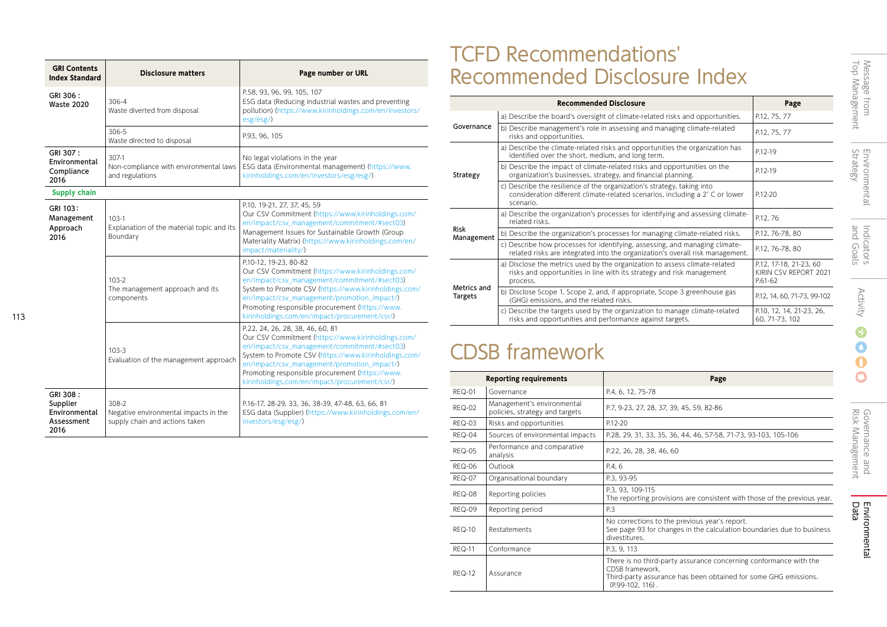| GRI Contents Index Standard | Disclosure matters | Page number or URL |
|---|---|---|
| GRI 306 : Waste 2020 | 306-4<br>Waste diverted from disposal | P.58, 93, 96, 99, 105, 107<br>ESG data (Reducing industrial wastes and preventing pollution) (https://www.kirinholdings.com/en/investors/esg/esg/) |
| | 306-5<br>Waste directed to disposal | P.93, 96, 105 |
| GRI 307 : Environmental Compliance 2016 | 307-1<br>Non-compliance with environmental laws and regulations | No legal violations in the year<br>ESG data (Environmental management) (https://www.kirinholdings.com/en/investors/esg/esg/) |
| **Supply chain** | | |
| GRI 103 : Management Approach 2016 | 103-1<br>Explanation of the material topic and its Boundary | P.10, 19-21, 27, 37, 45, 59<br>Our CSV Commitment (https://www.kirinholdings.com/en/impact/csv_management/commitment/#sect03)<br>Management Issues for Sustainable Growth (Group Materiality Matrix) (https://www.kirinholdings.com/en/impact/materiality/) |
| | 103-2<br>The management approach and its components | P.10-12, 19-23, 80-82<br>Our CSV Commitment (https://www.kirinholdings.com/en/impact/csv_management/commitment/#sect03)<br>System to Promote CSV (https://www.kirinholdings.com/en/impact/csv_management/promotion_impact/)<br>Promoting responsible procurement (https://www.kirinholdings.com/en/impact/procurement/csr/) |
| | 103-3<br>Evaluation of the management approach | P.22, 24, 26, 28, 38, 46, 60, 81<br>Our CSV Commitment (https://www.kirinholdings.com/en/impact/csv_management/commitment/#sect03)<br>System to Promote CSV (https://www.kirinholdings.com/en/impact/csv_management/promotion_impact/)<br>Promoting responsible procurement (https://www.kirinholdings.com/en/impact/procurement/csr/) |
| GRI 308 : Supplier Environmental Assessment 2016 | 308-2<br>Negative environmental impacts in the supply chain and actions taken | P.16-17, 28-29, 33, 36, 38-39, 47-48, 63, 66, 81<br>ESG data (Supplier) (https://www.kirinholdings.com/en/investors/esg/esg/) |

# TCFD Recommendations' Recommended Disclosure Index

| | Recommended Disclosure | Page |
|---|---|---|
| Governance | a) Describe the board's oversight of climate-related risks and opportunities. | P.12, 75, 77 |
| | b) Describe management's role in assessing and managing climate-related risks and opportunities. | P.12, 75, 77 |
| Strategy | a) Describe the climate-related risks and opportunities the organization has identified over the short, medium, and long term. | P.12-19 |
| | b) Describe the impact of climate-related risks and opportunities on the organization's businesses, strategy, and financial planning. | P.12-19 |
| | c) Describe the resilience of the organization's strategy, taking into consideration different climate-related scenarios, including a 2° C or lower scenario. | P.12-20 |
| Risk Management | a) Describe the organization's processes for identifying and assessing climate-related risks. | P.12, 76 |
| | b) Describe the organization's processes for managing climate-related risks. | P.12, 76-78, 80 |
| | c) Describe how processes for identifying, assessing, and managing climate-related risks are integrated into the organization's overall risk management. | P.12, 76-78, 80 |
| Metrics and Targets | a) Disclose the metrics used by the organization to assess climate-related risks and opportunities in line with its strategy and risk management process. | P.12, 17-18, 21-23, 60<br>KIRIN CSV REPORT 2021 P.61-62 |
| | b) Disclose Scope 1, Scope 2, and, if appropriate, Scope 3 greenhouse gas (GHG) emissions, and the related risks. | P.12, 14, 60, 71-73, 99-102 |
| | c) Describe the targets used by the organization to manage climate-related risks and opportunities and performance against targets. | P.10, 12, 14, 21-23, 26, 60, 71-73, 102 |

# CDSB framework

| Reporting requirements | | Page |
|---|---|---|
| REQ-01 | Governance | P.4, 6, 12, 75-78 |
| REQ-02 | Management's environmental policies, strategy and targets | P.7, 9-23, 27, 28, 37, 39, 45, 59, 82-86 |
| REQ-03 | Risks and opportunities | P.12-20 |
| REQ-04 | Sources of environmental impacts | P.28, 29, 31, 33, 35, 36, 44, 46, 57-58, 71-73, 93-103, 105-106 |
| REQ-05 | Performance and comparative analysis | P.22, 26, 28, 38, 46, 60 |
| REQ-06 | Outlook | P.4, 6 |
| REQ-07 | Organisational boundary | P.3, 93-95 |
| REQ-08 | Reporting policies | P.3, 93, 109-115<br>The reporting provisions are consistent with those of the previous year. |
| REQ-09 | Reporting period | P.3 |
| REQ-10 | Restatements | No corrections to the previous year's report.<br>See page 93 for changes in the calculation boundaries due to business divestitures. |
| REQ-11 | Conformance | P.3, 9, 113 |
| REQ-12 | Assurance | There is no third-party assurance concerning conformance with the CDSB framework.<br>Third-party assurance has been obtained for some GHG emissions. (P.99-102, 116) . |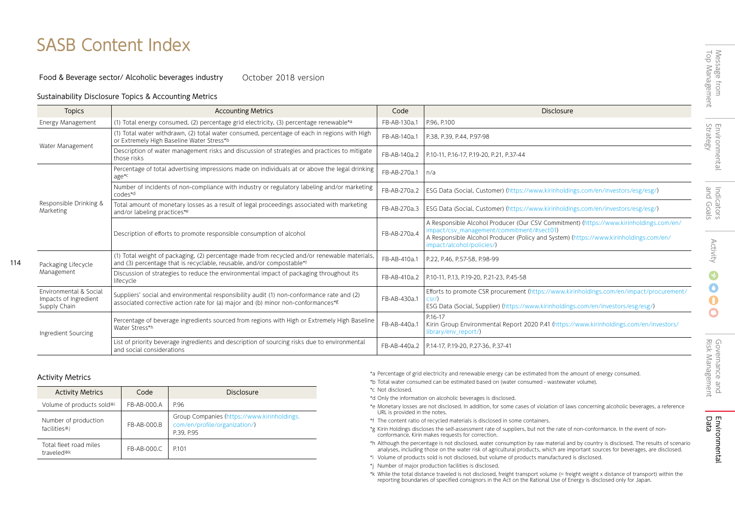# SASB Content Index

Food & Beverage sector/ Alcoholic beverages industry    October 2018 version

### Sustainability Disclosure Topics & Accounting Metrics

| Topics | Accounting Metrics | Code | Disclosure |
|---|---|---|---|
| Energy Management | (1) Total energy consumed, (2) percentage grid electricity, (3) percentage renewable*a | FB-AB-130a.1 | P.96, P.100 |
| Water Management | (1) Total water withdrawn, (2) total water consumed, percentage of each in regions with High or Extremely High Baseline Water Stress*b | FB-AB-140a.1 | P.38, P.39, P.44, P.97-98 |
| | Description of water management risks and discussion of strategies and practices to mitigate those risks | FB-AB-140a.2 | P.10-11, P.16-17, P.19-20, P.21, P.37-44 |
| Responsible Drinking & Marketing | Percentage of total advertising impressions made on individuals at or above the legal drinking age*c | FB-AB-270a.1 | n/a |
| | Number of incidents of non-compliance with industry or regulatory labeling and/or marketing codes*d | FB-AB-270a.2 | ESG Data (Social, Customer) (https://www.kirinholdings.com/en/investors/esg/esg/) |
| | Total amount of monetary losses as a result of legal proceedings associated with marketing and/or labeling practices*e | FB-AB-270a.3 | ESG Data (Social, Customer) (https://www.kirinholdings.com/en/investors/esg/esg/) |
| | Description of efforts to promote responsible consumption of alcohol | FB-AB-270a.4 | A Responsible Alcohol Producer (Our CSV Commitment) (https://www.kirinholdings.com/en/impact/csv_management/commitment/#sect01)<br>A Responsible Alcohol Producer (Policy and System) (https://www.kirinholdings.com/en/impact/alcohol/policies/) |
| Packaging Lifecycle Management | (1) Total weight of packaging, (2) percentage made from recycled and/or renewable materials, and (3) percentage that is recyclable, reusable, and/or compostable*f | FB-AB-410a.1 | P.22, P.46, P.57-58, P.98-99 |
| | Discussion of strategies to reduce the environmental impact of packaging throughout its lifecycle | FB-AB-410a.2 | P.10-11, P.13, P.19-20, P.21-23, P.45-58 |
| Environmental & Social Impacts of Ingredient Supply Chain | Suppliers' social and environmental responsibility audit (1) non-conformance rate and (2) associated corrective action rate for (a) major and (b) minor non-conformances*g | FB-AB-430a.1 | Efforts to promote CSR procurement (https://www.kirinholdings.com/en/impact/procurement/csr/)<br>ESG Data (Social, Supplier) (https://www.kirinholdings.com/en/investors/esg/esg/) |
| Ingredient Sourcing | Percentage of beverage ingredients sourced from regions with High or Extremely High Baseline Water Stress*h | FB-AB-440a.1 | P.16-17<br>Kirin Group Environmental Report 2020 P.41 (https://www.kirinholdings.com/en/investors/library/env_report/) |
| | List of priority beverage ingredients and description of sourcing risks due to environmental and social considerations | FB-AB-440a.2 | P.14-17, P.19-20, P.27-36, P.37-41 |

### Activity Metrics

| Activity Metrics | Code | Disclosure |
|---|---|---|
| Volume of products sold*i | FB-AB-000.A | P.96 |
| Number of production facilities*j | FB-AB-000.B | Group Companies (https://www.kirinholdings.com/en/profile/organization/)<br>P.39, P.95 |
| Total fleet road miles traveled*k | FB-AB-000.C | P.101 |

*a Percentage of grid electricity and renewable energy can be estimated from the amount of energy consumed.
*b Total water consumed can be estimated based on (water consumed - wastewater volume).
*c Not disclosed.
*d Only the information on alcoholic beverages is disclosed.
*e Monetary losses are not disclosed. In addition, for some cases of violation of laws concerning alcoholic beverages, a reference URL is provided in the notes.
*f The content ratio of recycled materials is disclosed in some containers.
*g Kirin Holdings discloses the self-assessment rate of suppliers, but not the rate of non-conformance. In the event of non-conformance, Kirin makes requests for correction.
*h Although the percentage is not disclosed, water consumption by raw material and by country is disclosed. The results of scenario analyses, including those on the water risk of agricultural products, which are important sources for beverages, are disclosed.
*i Volume of products sold is not disclosed, but volume of products manufactured is disclosed.
*j Number of major production facilities is disclosed.
*k While the total distance traveled is not disclosed, freight transport volume (= freight weight x distance of transport) within the reporting boundaries of specified consignors in the Act on the Rational Use of Energy is disclosed only for Japan.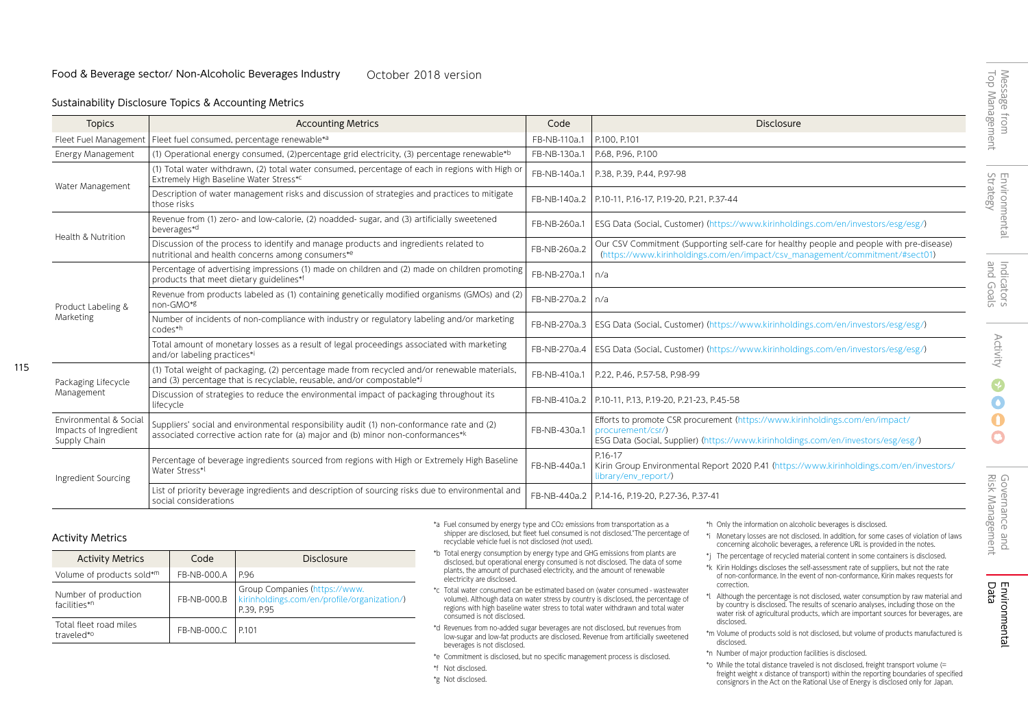Food & Beverage sector/ Non-Alcoholic Beverages Industry    October 2018 version

Sustainability Disclosure Topics & Accounting Metrics

| Topics | Accounting Metrics | Code | Disclosure |
|---|---|---|---|
| Fleet Fuel Management | Fleet fuel consumed, percentage renewable*a | FB-NB-110a.1 | P.100, P.101 |
| Energy Management | (1) Operational energy consumed, (2)percentage grid electricity, (3) percentage renewable*b | FB-NB-130a.1 | P.68, P.96, P.100 |
| Water Management | (1) Total water withdrawn, (2) total water consumed, percentage of each in regions with High or Extremely High Baseline Water Stress*c | FB-NB-140a.1 | P.38, P.39, P.44, P.97-98 |
| | Description of water management risks and discussion of strategies and practices to mitigate those risks | FB-NB-140a.2 | P.10-11, P.16-17, P.19-20, P.21, P.37-44 |
| Health & Nutrition | Revenue from (1) zero- and low-calorie, (2) noadded- sugar, and (3) artificially sweetened beverages*d | FB-NB-260a.1 | ESG Data (Social, Customer) (https://www.kirinholdings.com/en/investors/esg/esg/) |
| | Discussion of the process to identify and manage products and ingredients related to nutritional and health concerns among consumers*e | FB-NB-260a.2 | Our CSV Commitment (Supporting self-care for healthy people and people with pre-disease) (https://www.kirinholdings.com/en/impact/csv_management/commitment/#sect01) |
| Product Labeling & Marketing | Percentage of advertising impressions (1) made on children and (2) made on children promoting products that meet dietary guidelines*f | FB-NB-270a.1 | n/a |
| | Revenue from products labeled as (1) containing genetically modified organisms (GMOs) and (2) non-GMO*g | FB-NB-270a.2 | n/a |
| | Number of incidents of non-compliance with industry or regulatory labeling and/or marketing codes*h | FB-NB-270a.3 | ESG Data (Social, Customer) (https://www.kirinholdings.com/en/investors/esg/esg/) |
| | Total amount of monetary losses as a result of legal proceedings associated with marketing and/or labeling practices*i | FB-NB-270a.4 | ESG Data (Social, Customer) (https://www.kirinholdings.com/en/investors/esg/esg/) |
| Packaging Lifecycle Management | (1) Total weight of packaging, (2) percentage made from recycled and/or renewable materials, and (3) percentage that is recyclable, reusable, and/or compostable*j | FB-NB-410a.1 | P.22, P.46, P.57-58, P.98-99 |
| | Discussion of strategies to reduce the environmental impact of packaging throughout its lifecycle | FB-NB-410a.2 | P.10-11, P.13, P.19-20, P.21-23, P.45-58 |
| Environmental & Social Impacts of Ingredient Supply Chain | Suppliers' social and environmental responsibility audit (1) non-conformance rate and (2) associated corrective action rate for (a) major and (b) minor non-conformances*k | FB-NB-430a.1 | Efforts to promote CSR procurement (https://www.kirinholdings.com/en/impact/procurement/csr/) ESG Data (Social, Supplier) (https://www.kirinholdings.com/en/investors/esg/esg/) |
| Ingredient Sourcing | Percentage of beverage ingredients sourced from regions with High or Extremely High Baseline Water Stress*l | FB-NB-440a.1 | P.16-17 Kirin Group Environmental Report 2020 P.41 (https://www.kirinholdings.com/en/investors/library/env_report/) |
| | List of priority beverage ingredients and description of sourcing risks due to environmental and social considerations | FB-NB-440a.2 | P.14-16, P.19-20, P.27-36, P.37-41 |

Activity Metrics

| Activity Metrics | Code | Disclosure |
|---|---|---|
| Volume of products sold*m | FB-NB-000.A | P.96 |
| Number of production facilities*n | FB-NB-000.B | Group Companies (https://www.kirinholdings.com/en/profile/organization/) P.39, P.95 |
| Total fleet road miles traveled*o | FB-NB-000.C | P.101 |

*a Fuel consumed by energy type and $CO_2$ emissions from transportation as a shipper are disclosed, but fleet fuel consumed is not disclosed."The percentage of recyclable vehicle fuel is not disclosed (not used).

*b Total energy consumption by energy type and GHG emissions from plants are disclosed, but operational energy consumed is not disclosed. The data of some plants, the amount of purchased electricity, and the amount of renewable electricity are disclosed.

*c Total water consumed can be estimated based on (water consumed - wastewater volume). Although data on water stress by country is disclosed, the percentage of regions with high baseline water stress to total water withdrawn and total water consumed is not disclosed.

*d Revenues from no-added sugar beverages are not disclosed, but revenues from low-sugar and low-fat products are disclosed. Revenue from artificially sweetened beverages is not disclosed.

*e Commitment is disclosed, but no specific management process is disclosed.

*f Not disclosed.

*g Not disclosed.

*h Only the information on alcoholic beverages is disclosed.

*i Monetary losses are not disclosed. In addition, for some cases of violation of laws concerning alcoholic beverages, a reference URL is provided in the notes.

*j The percentage of recycled material content in some containers is disclosed.

*k Kirin Holdings discloses the self-assessment rate of suppliers, but not the rate of non-conformance. In the event of non-conformance, Kirin makes requests for correction.

*l Although the percentage is not disclosed, water consumption by raw material and by country is disclosed. The results of scenario analyses, including those on the water risk of agricultural products, which are important sources for beverages, are disclosed.

*m Volume of products sold is not disclosed, but volume of products manufactured is disclosed.

*n Number of major production facilities is disclosed.

*o While the total distance traveled is not disclosed, freight transport volume (= freight weight x distance of transport) within the reporting boundaries of specified consignors in the Act on the Rational Use of Energy is disclosed only for Japan.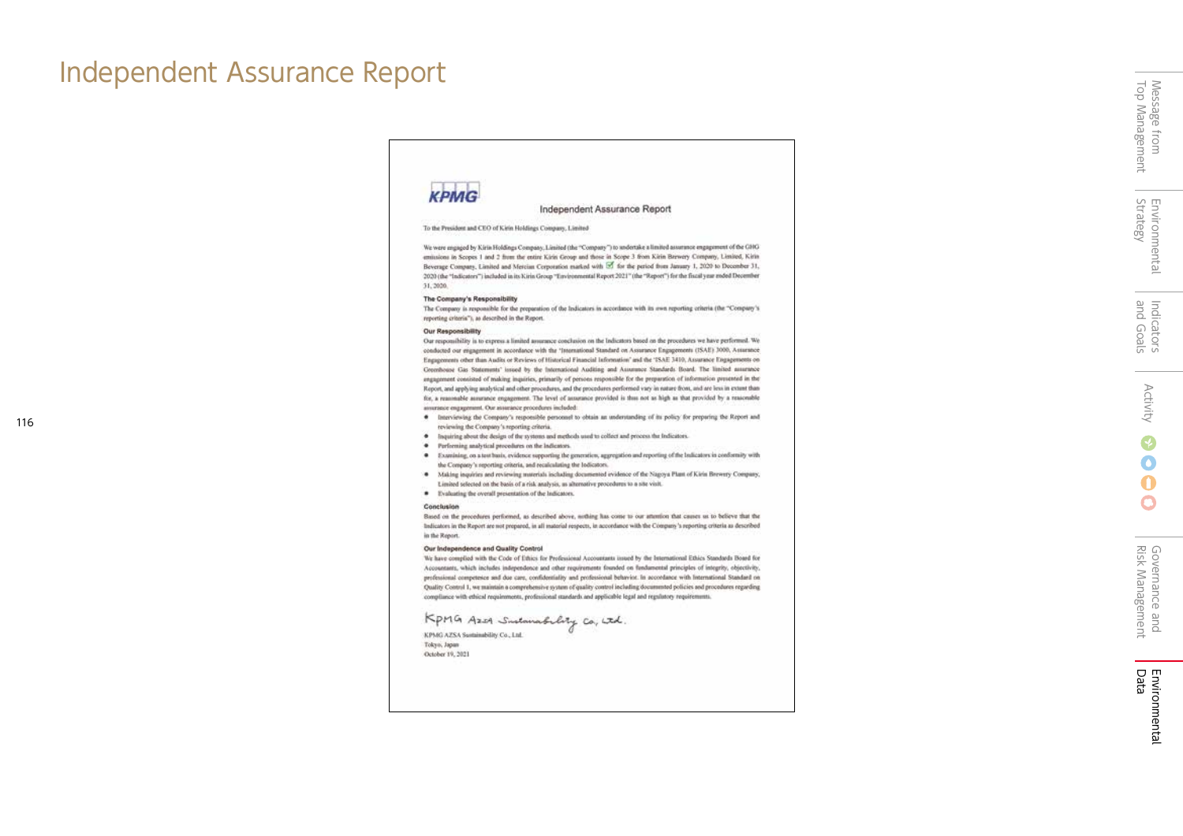# Independent Assurance Report

KPMG

## Independent Assurance Report

To the President and CEO of Kirin Holdings Company, Limited

We were engaged by Kirin Holdings Company, Limited (the "Company") to undertake a limited assurance engagement of the GHG emissions in Scopes 1 and 2 from the entire Kirin Group and those in Scope 3 from Kirin Brewery Company, Limited, Kirin Beverage Company, Limited and Mercian Corporation marked with ☑ for the period from January 1, 2020 to December 31, 2020 (the "Indicators") included in its Kirin Group "Environmental Report 2021" (the "Report") for the fiscal year ended December 31, 2020.

### The Company's Responsibility

The Company is responsible for the preparation of the Indicators in accordance with its own reporting criteria (the "Company's reporting criteria"), as described in the Report.

### Our Responsibility

Our responsibility is to express a limited assurance conclusion on the Indicators based on the procedures we have performed. We conducted our engagement in accordance with the 'International Standard on Assurance Engagements (ISAE) 3000, Assurance Engagements other than Audits or Reviews of Historical Financial Information' and the 'ISAE 3410, Assurance Engagements on Greenhouse Gas Statements' issued by the International Auditing and Assurance Standards Board. The limited assurance engagement consisted of making inquiries, primarily of persons responsible for the preparation of information presented in the Report, and applying analytical and other procedures, and the procedures performed vary in nature from, and are less in extent than for, a reasonable assurance engagement. The level of assurance provided is thus not as high as that provided by a reasonable assurance engagement. Our assurance procedures included:

- Interviewing the Company's responsible personnel to obtain an understanding of its policy for preparing the Report and reviewing the Company's reporting criteria.
- Inquiring about the design of the systems and methods used to collect and process the Indicators.
- Performing analytical procedures on the Indicators.
- Examining, on a test basis, evidence supporting the generation, aggregation and reporting of the Indicators in conformity with the Company's reporting criteria, and recalculating the Indicators.
- Making inquiries and reviewing materials including documented evidence of the Nagoya Plant of Kirin Brewery Company, Limited selected on the basis of a risk analysis, as alternative procedures to a site visit.
- Evaluating the overall presentation of the Indicators.

### Conclusion

Based on the procedures performed, as described above, nothing has come to our attention that causes us to believe that the Indicators in the Report are not prepared, in all material respects, in accordance with the Company's reporting criteria as described in the Report.

### Our Independence and Quality Control

We have complied with the Code of Ethics for Professional Accountants issued by the International Ethics Standards Board for Accountants, which includes independence and other requirements founded on fundamental principles of integrity, objectivity, professional competence and due care, confidentiality and professional behavior. In accordance with International Standard on Quality Control 1, we maintain a comprehensive system of quality control including documented policies and procedures regarding compliance with ethical requirements, professional standards and applicable legal and regulatory requirements.

KPMG AZSA Sustainability Co., Ltd.

KPMG AZSA Sustainability Co., Ltd.
Tokyo, Japan
October 19, 2021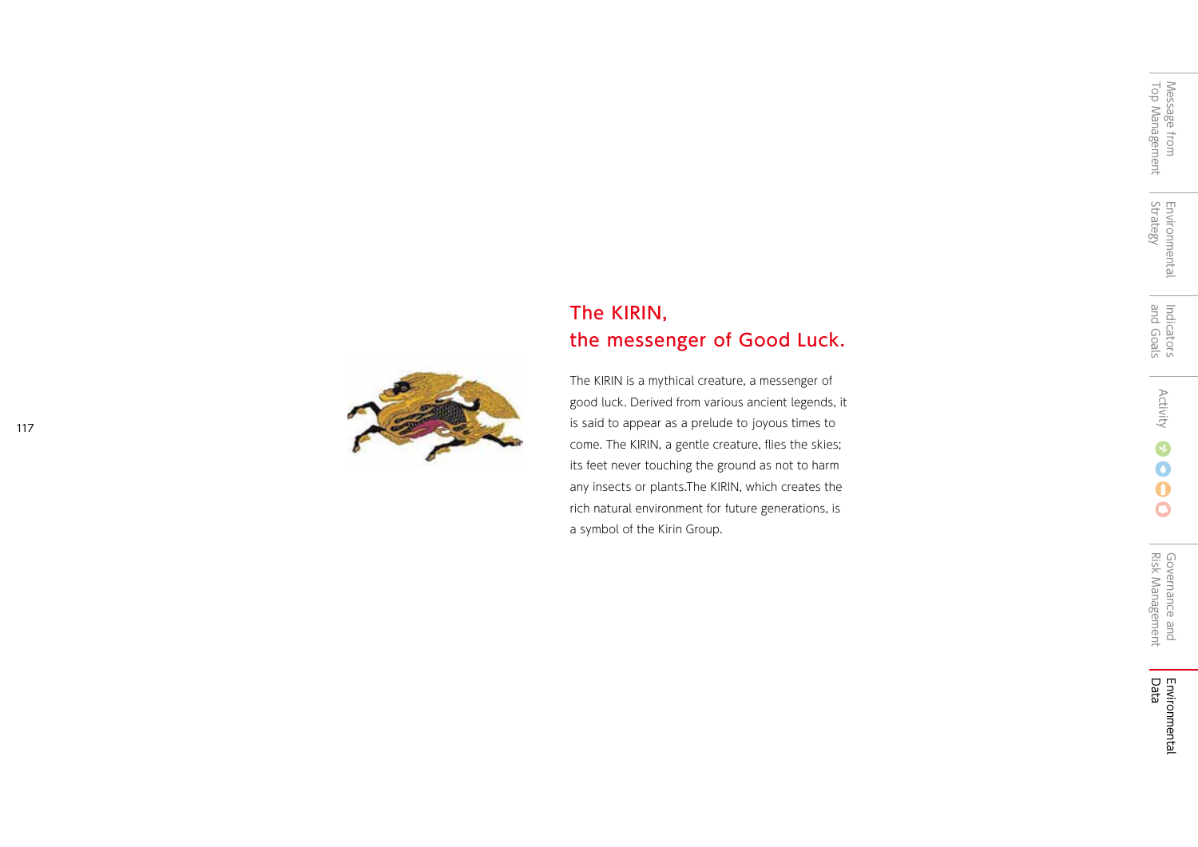## The KIRIN,
## the messenger of Good Luck.

The KIRIN is a mythical creature, a messenger of good luck. Derived from various ancient legends, it is said to appear as a prelude to joyous times to come. The KIRIN, a gentle creature, flies the skies; its feet never touching the ground as not to harm any insects or plants.The KIRIN, which creates the rich natural environment for future generations, is a symbol of the Kirin Group.